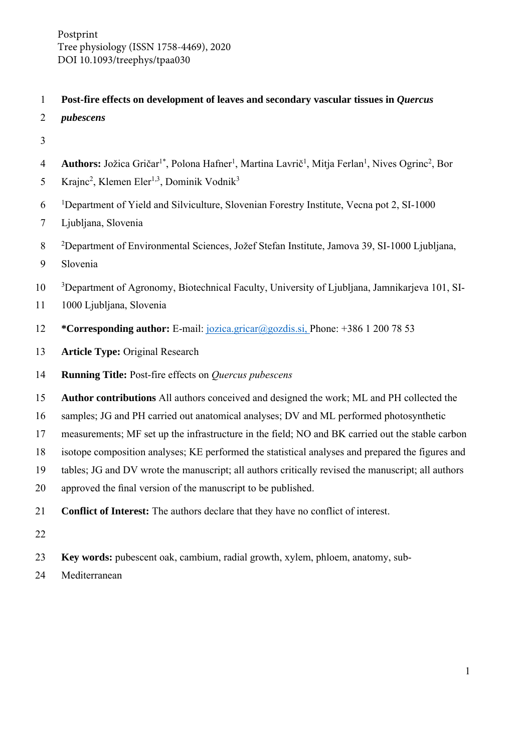Postprint
Tree physiology (ISSN 1758-4469), 2020
DOI 10.1093/treephys/tpaa030

# Post-fire effects on development of leaves and secondary vascular tissues in *Quercus pubescens*

**Authors:** Jožica Gričar[1*], Polona Hafner[1], Martina Lavrič[1], Mitja Ferlan[1], Nives Ogrinc[2], Bor Krajnc[2], Klemen Eler[1,3], Dominik Vodnik[3]

[1]Department of Yield and Silviculture, Slovenian Forestry Institute, Vecna pot 2, SI-1000 Ljubljana, Slovenia

[2]Department of Environmental Sciences, Jožef Stefan Institute, Jamova 39, SI-1000 Ljubljana, Slovenia

[3]Department of Agronomy, Biotechnical Faculty, University of Ljubljana, Jamnikarjeva 101, SI-1000 Ljubljana, Slovenia

**\*Corresponding author:** E-mail: jozica.gricar@gozdis.si, Phone: +386 1 200 78 53

**Article Type:** Original Research

**Running Title:** Post-fire effects on *Quercus pubescens*

**Author contributions** All authors conceived and designed the work; ML and PH collected the samples; JG and PH carried out anatomical analyses; DV and ML performed photosynthetic measurements; MF set up the infrastructure in the field; NO and BK carried out the stable carbon isotope composition analyses; KE performed the statistical analyses and prepared the figures and tables; JG and DV wrote the manuscript; all authors critically revised the manuscript; all authors approved the final version of the manuscript to be published.

**Conflict of Interest:** The authors declare that they have no conflict of interest.

**Key words:** pubescent oak, cambium, radial growth, xylem, phloem, anatomy, sub-Mediterranean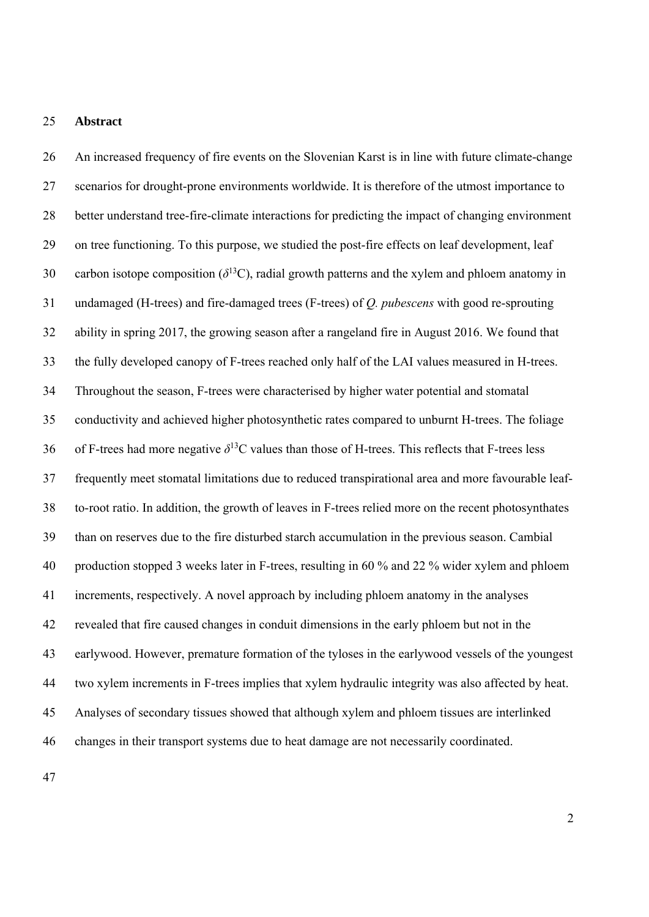## Abstract

An increased frequency of fire events on the Slovenian Karst is in line with future climate-change scenarios for drought-prone environments worldwide. It is therefore of the utmost importance to better understand tree-fire-climate interactions for predicting the impact of changing environment on tree functioning. To this purpose, we studied the post-fire effects on leaf development, leaf carbon isotope composition ($\delta^{13}C$), radial growth patterns and the xylem and phloem anatomy in undamaged (H-trees) and fire-damaged trees (F-trees) of *Q. pubescens* with good re-sprouting ability in spring 2017, the growing season after a rangeland fire in August 2016. We found that the fully developed canopy of F-trees reached only half of the LAI values measured in H-trees. Throughout the season, F-trees were characterised by higher water potential and stomatal conductivity and achieved higher photosynthetic rates compared to unburnt H-trees. The foliage of F-trees had more negative $\delta^{13}C$ values than those of H-trees. This reflects that F-trees less frequently meet stomatal limitations due to reduced transpirational area and more favourable leaf-to-root ratio. In addition, the growth of leaves in F-trees relied more on the recent photosynthates than on reserves due to the fire disturbed starch accumulation in the previous season. Cambial production stopped 3 weeks later in F-trees, resulting in 60 % and 22 % wider xylem and phloem increments, respectively. A novel approach by including phloem anatomy in the analyses revealed that fire caused changes in conduit dimensions in the early phloem but not in the earlywood. However, premature formation of the tyloses in the earlywood vessels of the youngest two xylem increments in F-trees implies that xylem hydraulic integrity was also affected by heat. Analyses of secondary tissues showed that although xylem and phloem tissues are interlinked changes in their transport systems due to heat damage are not necessarily coordinated.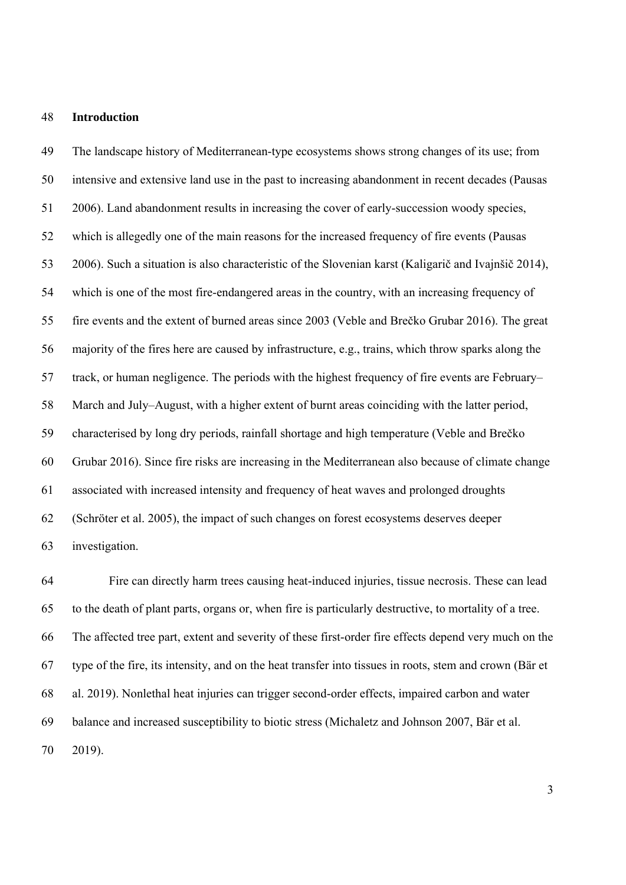## Introduction

The landscape history of Mediterranean-type ecosystems shows strong changes of its use; from intensive and extensive land use in the past to increasing abandonment in recent decades (Pausas 2006). Land abandonment results in increasing the cover of early-succession woody species, which is allegedly one of the main reasons for the increased frequency of fire events (Pausas 2006). Such a situation is also characteristic of the Slovenian karst (Kaligarič and Ivajnšič 2014), which is one of the most fire-endangered areas in the country, with an increasing frequency of fire events and the extent of burned areas since 2003 (Veble and Brečko Grubar 2016). The great majority of the fires here are caused by infrastructure, e.g., trains, which throw sparks along the track, or human negligence. The periods with the highest frequency of fire events are February–March and July–August, with a higher extent of burnt areas coinciding with the latter period, characterised by long dry periods, rainfall shortage and high temperature (Veble and Brečko Grubar 2016). Since fire risks are increasing in the Mediterranean also because of climate change associated with increased intensity and frequency of heat waves and prolonged droughts (Schröter et al. 2005), the impact of such changes on forest ecosystems deserves deeper investigation.

Fire can directly harm trees causing heat-induced injuries, tissue necrosis. These can lead to the death of plant parts, organs or, when fire is particularly destructive, to mortality of a tree. The affected tree part, extent and severity of these first-order fire effects depend very much on the type of the fire, its intensity, and on the heat transfer into tissues in roots, stem and crown (Bär et al. 2019). Nonlethal heat injuries can trigger second-order effects, impaired carbon and water balance and increased susceptibility to biotic stress (Michaletz and Johnson 2007, Bär et al. 2019).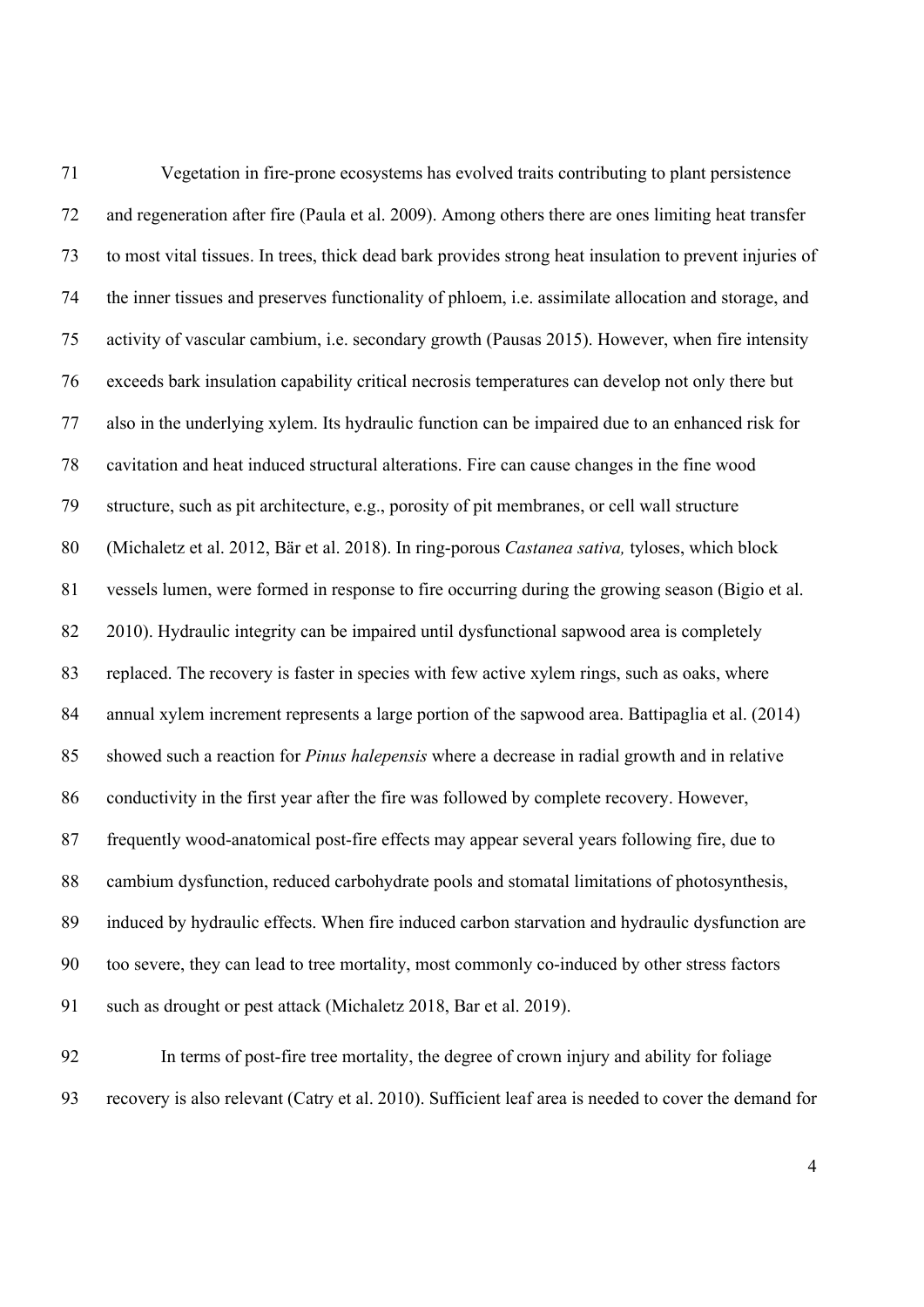Vegetation in fire-prone ecosystems has evolved traits contributing to plant persistence and regeneration after fire (Paula et al. 2009). Among others there are ones limiting heat transfer to most vital tissues. In trees, thick dead bark provides strong heat insulation to prevent injuries of the inner tissues and preserves functionality of phloem, i.e. assimilate allocation and storage, and activity of vascular cambium, i.e. secondary growth (Pausas 2015). However, when fire intensity exceeds bark insulation capability critical necrosis temperatures can develop not only there but also in the underlying xylem. Its hydraulic function can be impaired due to an enhanced risk for cavitation and heat induced structural alterations. Fire can cause changes in the fine wood structure, such as pit architecture, e.g., porosity of pit membranes, or cell wall structure (Michaletz et al. 2012, Bär et al. 2018). In ring-porous *Castanea sativa,* tyloses, which block vessels lumen, were formed in response to fire occurring during the growing season (Bigio et al. 2010). Hydraulic integrity can be impaired until dysfunctional sapwood area is completely replaced. The recovery is faster in species with few active xylem rings, such as oaks, where annual xylem increment represents a large portion of the sapwood area. Battipaglia et al. (2014) showed such a reaction for *Pinus halepensis* where a decrease in radial growth and in relative conductivity in the first year after the fire was followed by complete recovery. However, frequently wood-anatomical post-fire effects may appear several years following fire, due to cambium dysfunction, reduced carbohydrate pools and stomatal limitations of photosynthesis, induced by hydraulic effects. When fire induced carbon starvation and hydraulic dysfunction are too severe, they can lead to tree mortality, most commonly co-induced by other stress factors such as drought or pest attack (Michaletz 2018, Bar et al. 2019).

In terms of post-fire tree mortality, the degree of crown injury and ability for foliage recovery is also relevant (Catry et al. 2010). Sufficient leaf area is needed to cover the demand for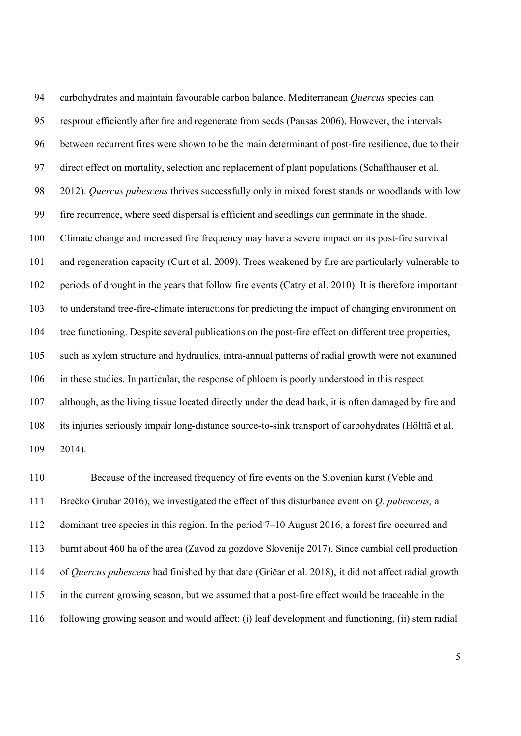carbohydrates and maintain favourable carbon balance. Mediterranean *Quercus* species can resprout efficiently after fire and regenerate from seeds (Pausas 2006). However, the intervals between recurrent fires were shown to be the main determinant of post-fire resilience, due to their direct effect on mortality, selection and replacement of plant populations (Schaffhauser et al. 2012). *Quercus pubescens* thrives successfully only in mixed forest stands or woodlands with low fire recurrence, where seed dispersal is efficient and seedlings can germinate in the shade. Climate change and increased fire frequency may have a severe impact on its post-fire survival and regeneration capacity (Curt et al. 2009). Trees weakened by fire are particularly vulnerable to periods of drought in the years that follow fire events (Catry et al. 2010). It is therefore important to understand tree-fire-climate interactions for predicting the impact of changing environment on tree functioning. Despite several publications on the post-fire effect on different tree properties, such as xylem structure and hydraulics, intra-annual patterns of radial growth were not examined in these studies. In particular, the response of phloem is poorly understood in this respect although, as the living tissue located directly under the dead bark, it is often damaged by fire and its injuries seriously impair long-distance source-to-sink transport of carbohydrates (Hölttä et al. 2014).

Because of the increased frequency of fire events on the Slovenian karst (Veble and Brečko Grubar 2016), we investigated the effect of this disturbance event on *Q. pubescens,* a dominant tree species in this region. In the period 7–10 August 2016, a forest fire occurred and burnt about 460 ha of the area (Zavod za gozdove Slovenije 2017). Since cambial cell production of *Quercus pubescens* had finished by that date (Gričar et al. 2018), it did not affect radial growth in the current growing season, but we assumed that a post-fire effect would be traceable in the following growing season and would affect: (i) leaf development and functioning, (ii) stem radial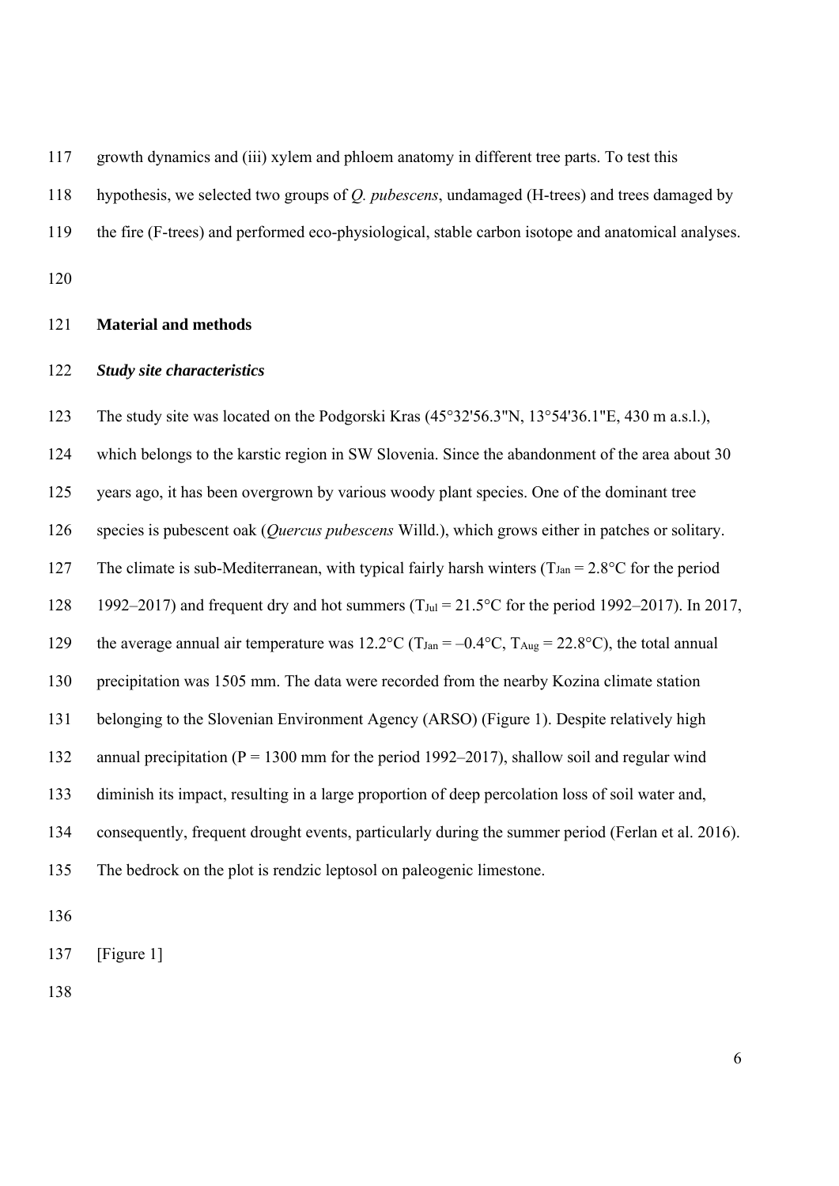growth dynamics and (iii) xylem and phloem anatomy in different tree parts. To test this hypothesis, we selected two groups of *Q. pubescens*, undamaged (H-trees) and trees damaged by the fire (F-trees) and performed eco-physiological, stable carbon isotope and anatomical analyses.

## Material and methods

### *Study site characteristics*

The study site was located on the Podgorski Kras (45°32'56.3"N, 13°54'36.1"E, 430 m a.s.l.), which belongs to the karstic region in SW Slovenia. Since the abandonment of the area about 30 years ago, it has been overgrown by various woody plant species. One of the dominant tree species is pubescent oak (*Quercus pubescens* Willd.), which grows either in patches or solitary. The climate is sub-Mediterranean, with typical fairly harsh winters ($T_{Jan}$ = 2.8°C for the period 1992–2017) and frequent dry and hot summers ($T_{Jul}$ = 21.5°C for the period 1992–2017). In 2017, the average annual air temperature was 12.2°C ($T_{Jan}$ = –0.4°C, $T_{Aug}$ = 22.8°C), the total annual precipitation was 1505 mm. The data were recorded from the nearby Kozina climate station belonging to the Slovenian Environment Agency (ARSO) (Figure 1). Despite relatively high annual precipitation (P = 1300 mm for the period 1992–2017), shallow soil and regular wind diminish its impact, resulting in a large proportion of deep percolation loss of soil water and, consequently, frequent drought events, particularly during the summer period (Ferlan et al. 2016). The bedrock on the plot is rendzic leptosol on paleogenic limestone.

[Figure 1]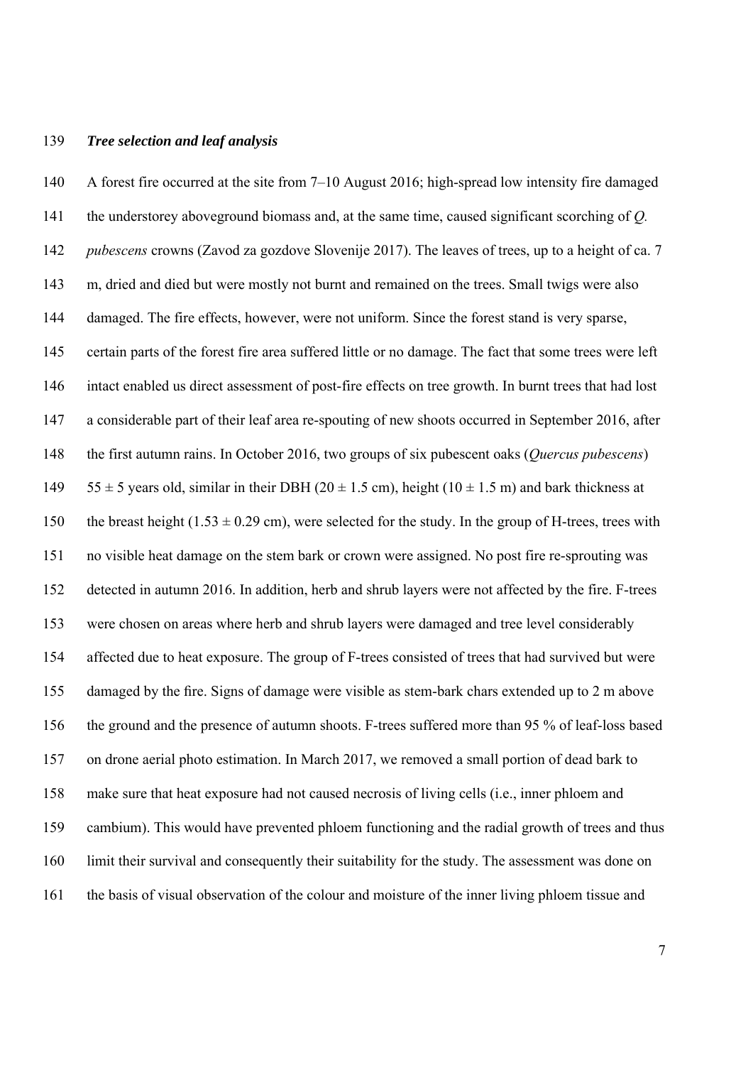***Tree selection and leaf analysis***

A forest fire occurred at the site from 7–10 August 2016; high-spread low intensity fire damaged the understorey aboveground biomass and, at the same time, caused significant scorching of *Q. pubescens* crowns (Zavod za gozdove Slovenije 2017). The leaves of trees, up to a height of ca. 7 m, dried and died but were mostly not burnt and remained on the trees. Small twigs were also damaged. The fire effects, however, were not uniform. Since the forest stand is very sparse, certain parts of the forest fire area suffered little or no damage. The fact that some trees were left intact enabled us direct assessment of post-fire effects on tree growth. In burnt trees that had lost a considerable part of their leaf area re-spouting of new shoots occurred in September 2016, after the first autumn rains. In October 2016, two groups of six pubescent oaks (*Quercus pubescens*) $55 \pm 5$ years old, similar in their DBH ($20 \pm 1.5$ cm), height ($10 \pm 1.5$ m) and bark thickness at the breast height ($1.53 \pm 0.29$ cm), were selected for the study. In the group of H-trees, trees with no visible heat damage on the stem bark or crown were assigned. No post fire re-sprouting was detected in autumn 2016. In addition, herb and shrub layers were not affected by the fire. F-trees were chosen on areas where herb and shrub layers were damaged and tree level considerably affected due to heat exposure. The group of F-trees consisted of trees that had survived but were damaged by the fire. Signs of damage were visible as stem-bark chars extended up to 2 m above the ground and the presence of autumn shoots. F-trees suffered more than 95 % of leaf-loss based on drone aerial photo estimation. In March 2017, we removed a small portion of dead bark to make sure that heat exposure had not caused necrosis of living cells (i.e., inner phloem and cambium). This would have prevented phloem functioning and the radial growth of trees and thus limit their survival and consequently their suitability for the study. The assessment was done on the basis of visual observation of the colour and moisture of the inner living phloem tissue and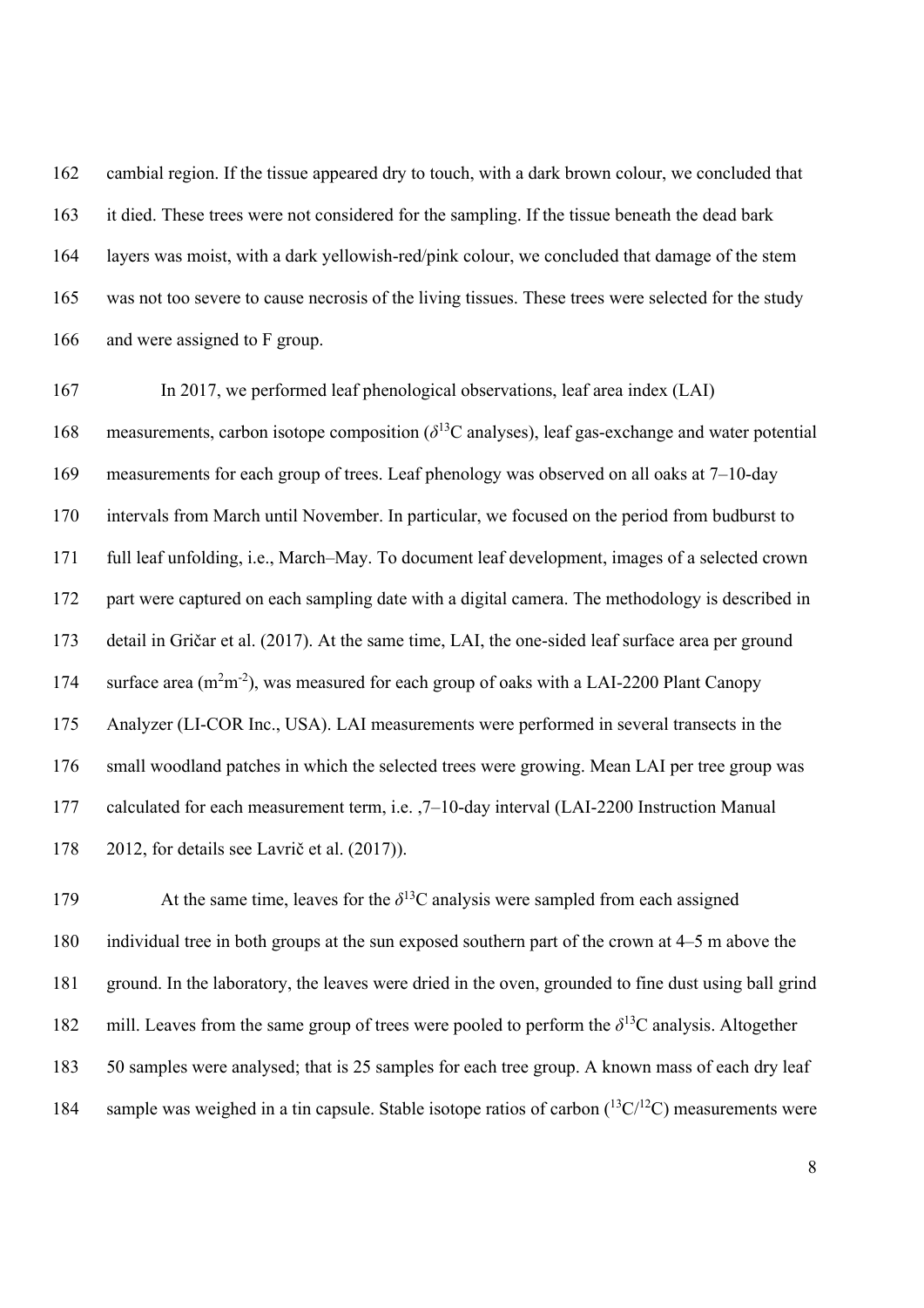cambial region. If the tissue appeared dry to touch, with a dark brown colour, we concluded that it died. These trees were not considered for the sampling. If the tissue beneath the dead bark layers was moist, with a dark yellowish-red/pink colour, we concluded that damage of the stem was not too severe to cause necrosis of the living tissues. These trees were selected for the study and were assigned to F group.

In 2017, we performed leaf phenological observations, leaf area index (LAI) measurements, carbon isotope composition ($\delta^{13}C$ analyses), leaf gas-exchange and water potential measurements for each group of trees. Leaf phenology was observed on all oaks at 7–10-day intervals from March until November. In particular, we focused on the period from budburst to full leaf unfolding, i.e., March–May. To document leaf development, images of a selected crown part were captured on each sampling date with a digital camera. The methodology is described in detail in Gričar et al. (2017). At the same time, LAI, the one-sided leaf surface area per ground surface area ($m^2m^{-2}$), was measured for each group of oaks with a LAI-2200 Plant Canopy Analyzer (LI-COR Inc., USA). LAI measurements were performed in several transects in the small woodland patches in which the selected trees were growing. Mean LAI per tree group was calculated for each measurement term, i.e. ,7–10-day interval (LAI-2200 Instruction Manual 2012, for details see Lavrič et al. (2017)).

At the same time, leaves for the $\delta^{13}C$ analysis were sampled from each assigned individual tree in both groups at the sun exposed southern part of the crown at 4–5 m above the ground. In the laboratory, the leaves were dried in the oven, grounded to fine dust using ball grind mill. Leaves from the same group of trees were pooled to perform the $\delta^{13}C$ analysis. Altogether 50 samples were analysed; that is 25 samples for each tree group. A known mass of each dry leaf sample was weighed in a tin capsule. Stable isotope ratios of carbon ($^{13}C/^{12}C$) measurements were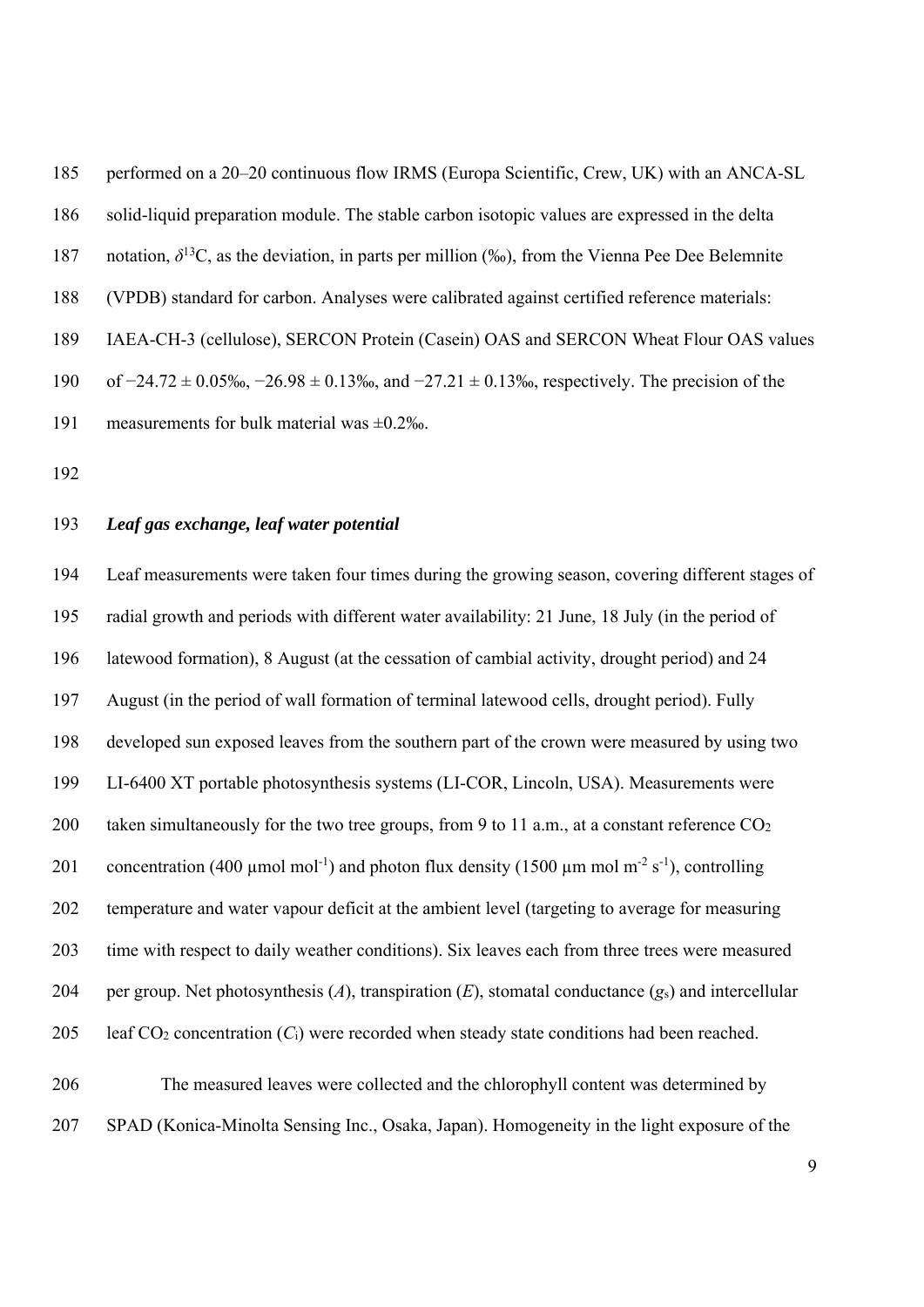performed on a 20–20 continuous flow IRMS (Europa Scientific, Crew, UK) with an ANCA-SL solid-liquid preparation module. The stable carbon isotopic values are expressed in the delta notation, $\delta^{13}C$, as the deviation, in parts per million (‰), from the Vienna Pee Dee Belemnite (VPDB) standard for carbon. Analyses were calibrated against certified reference materials: IAEA-CH-3 (cellulose), SERCON Protein (Casein) OAS and SERCON Wheat Flour OAS values of −24.72 ± 0.05‰, −26.98 ± 0.13‰, and −27.21 ± 0.13‰, respectively. The precision of the measurements for bulk material was ±0.2‰.

### *Leaf gas exchange, leaf water potential*

Leaf measurements were taken four times during the growing season, covering different stages of radial growth and periods with different water availability: 21 June, 18 July (in the period of latewood formation), 8 August (at the cessation of cambial activity, drought period) and 24 August (in the period of wall formation of terminal latewood cells, drought period). Fully developed sun exposed leaves from the southern part of the crown were measured by using two LI-6400 XT portable photosynthesis systems (LI-COR, Lincoln, USA). Measurements were taken simultaneously for the two tree groups, from 9 to 11 a.m., at a constant reference $CO_2$ concentration (400 µmol mol$^{-1}$) and photon flux density (1500 µm mol m$^{-2}$ s$^{-1}$), controlling temperature and water vapour deficit at the ambient level (targeting to average for measuring time with respect to daily weather conditions). Six leaves each from three trees were measured per group. Net photosynthesis ($A$), transpiration ($E$), stomatal conductance ($g_s$) and intercellular leaf $CO_2$ concentration ($C_i$) were recorded when steady state conditions had been reached.

The measured leaves were collected and the chlorophyll content was determined by SPAD (Konica-Minolta Sensing Inc., Osaka, Japan). Homogeneity in the light exposure of the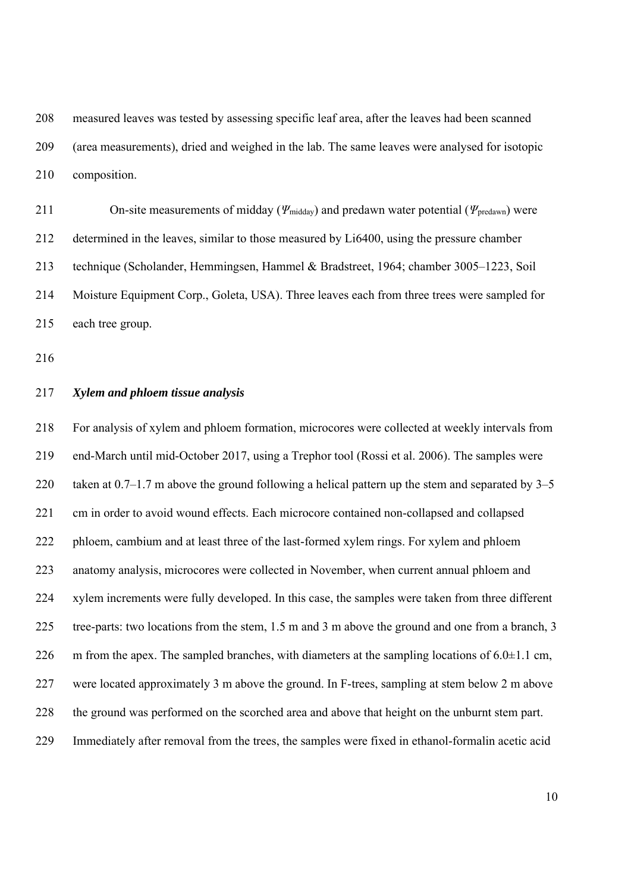measured leaves was tested by assessing specific leaf area, after the leaves had been scanned (area measurements), dried and weighed in the lab. The same leaves were analysed for isotopic composition.

On-site measurements of midday ($\Psi_{\text{midday}}$) and predawn water potential ($\Psi_{\text{predawn}}$) were determined in the leaves, similar to those measured by Li6400, using the pressure chamber technique (Scholander, Hemmingsen, Hammel & Bradstreet, 1964; chamber 3005–1223, Soil Moisture Equipment Corp., Goleta, USA). Three leaves each from three trees were sampled for each tree group.

### *Xylem and phloem tissue analysis*

For analysis of xylem and phloem formation, microcores were collected at weekly intervals from end-March until mid-October 2017, using a Trephor tool (Rossi et al. 2006). The samples were taken at 0.7–1.7 m above the ground following a helical pattern up the stem and separated by 3–5 cm in order to avoid wound effects. Each microcore contained non-collapsed and collapsed phloem, cambium and at least three of the last-formed xylem rings. For xylem and phloem anatomy analysis, microcores were collected in November, when current annual phloem and xylem increments were fully developed. In this case, the samples were taken from three different tree-parts: two locations from the stem, 1.5 m and 3 m above the ground and one from a branch, 3 m from the apex. The sampled branches, with diameters at the sampling locations of 6.0±1.1 cm, were located approximately 3 m above the ground. In F-trees, sampling at stem below 2 m above the ground was performed on the scorched area and above that height on the unburnt stem part. Immediately after removal from the trees, the samples were fixed in ethanol-formalin acetic acid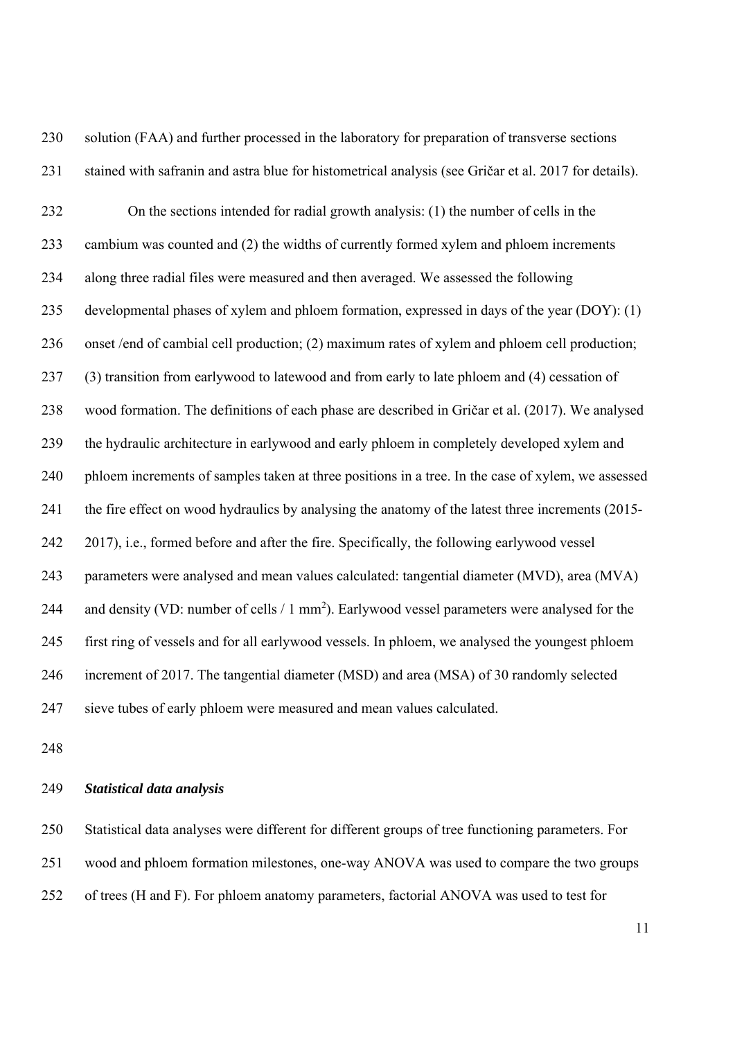solution (FAA) and further processed in the laboratory for preparation of transverse sections stained with safranin and astra blue for histometrical analysis (see Gričar et al. 2017 for details).

On the sections intended for radial growth analysis: (1) the number of cells in the cambium was counted and (2) the widths of currently formed xylem and phloem increments along three radial files were measured and then averaged. We assessed the following developmental phases of xylem and phloem formation, expressed in days of the year (DOY): (1) onset /end of cambial cell production; (2) maximum rates of xylem and phloem cell production; (3) transition from earlywood to latewood and from early to late phloem and (4) cessation of wood formation. The definitions of each phase are described in Gričar et al. (2017). We analysed the hydraulic architecture in earlywood and early phloem in completely developed xylem and phloem increments of samples taken at three positions in a tree. In the case of xylem, we assessed the fire effect on wood hydraulics by analysing the anatomy of the latest three increments (2015-2017), i.e., formed before and after the fire. Specifically, the following earlywood vessel parameters were analysed and mean values calculated: tangential diameter (MVD), area (MVA) and density (VD: number of cells / 1 $mm^2$). Earlywood vessel parameters were analysed for the first ring of vessels and for all earlywood vessels. In phloem, we analysed the youngest phloem increment of 2017. The tangential diameter (MSD) and area (MSA) of 30 randomly selected sieve tubes of early phloem were measured and mean values calculated.

### *Statistical data analysis*

Statistical data analyses were different for different groups of tree functioning parameters. For wood and phloem formation milestones, one-way ANOVA was used to compare the two groups of trees (H and F). For phloem anatomy parameters, factorial ANOVA was used to test for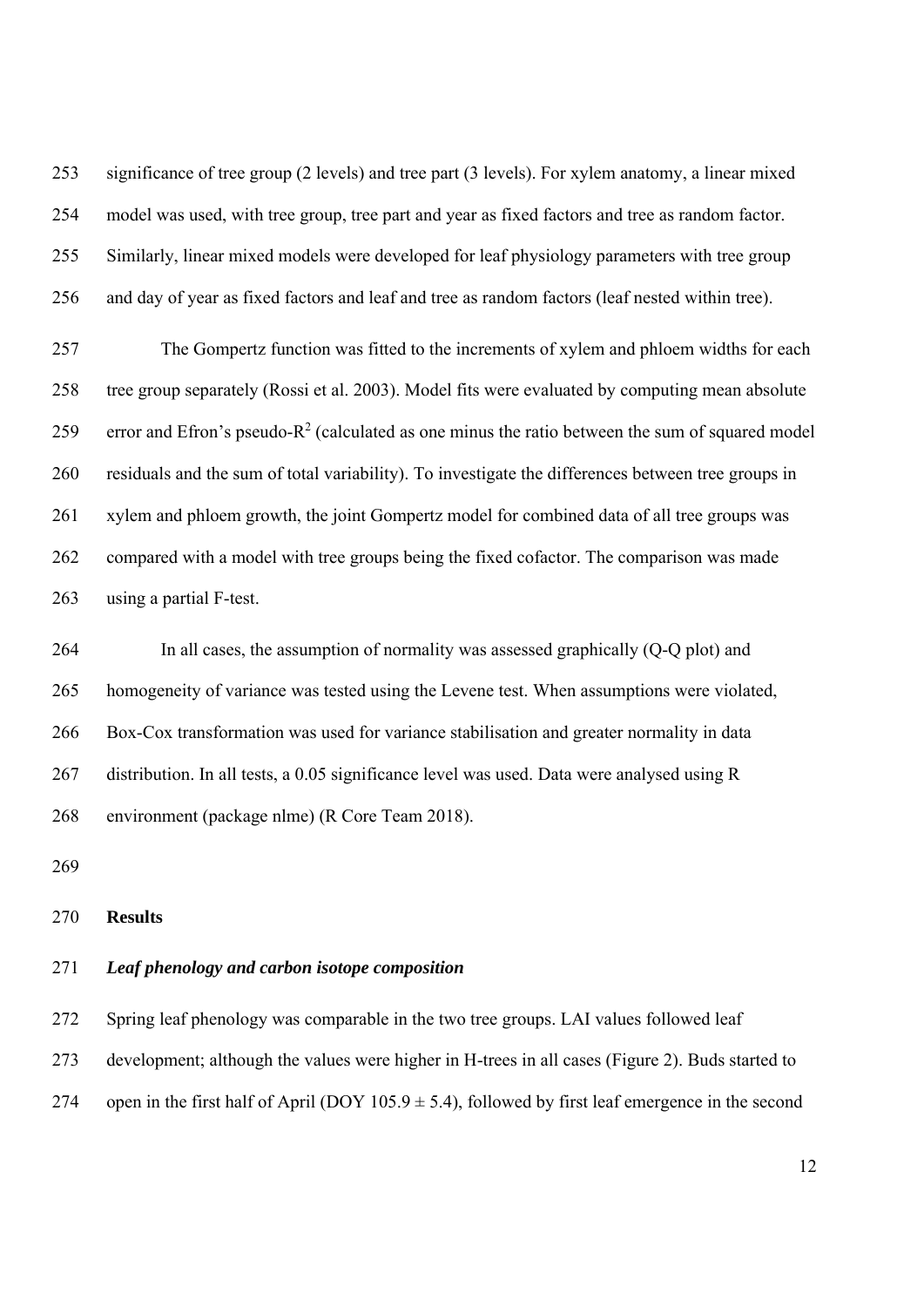significance of tree group (2 levels) and tree part (3 levels). For xylem anatomy, a linear mixed model was used, with tree group, tree part and year as fixed factors and tree as random factor. Similarly, linear mixed models were developed for leaf physiology parameters with tree group and day of year as fixed factors and leaf and tree as random factors (leaf nested within tree).

The Gompertz function was fitted to the increments of xylem and phloem widths for each tree group separately (Rossi et al. 2003). Model fits were evaluated by computing mean absolute error and Efron's pseudo-$R^2$ (calculated as one minus the ratio between the sum of squared model residuals and the sum of total variability). To investigate the differences between tree groups in xylem and phloem growth, the joint Gompertz model for combined data of all tree groups was compared with a model with tree groups being the fixed cofactor. The comparison was made using a partial F-test.

In all cases, the assumption of normality was assessed graphically (Q-Q plot) and homogeneity of variance was tested using the Levene test. When assumptions were violated, Box-Cox transformation was used for variance stabilisation and greater normality in data distribution. In all tests, a 0.05 significance level was used. Data were analysed using R environment (package nlme) (R Core Team 2018).

## Results

### *Leaf phenology and carbon isotope composition*

Spring leaf phenology was comparable in the two tree groups. LAI values followed leaf development; although the values were higher in H-trees in all cases (Figure 2). Buds started to open in the first half of April (DOY 105.9 ± 5.4), followed by first leaf emergence in the second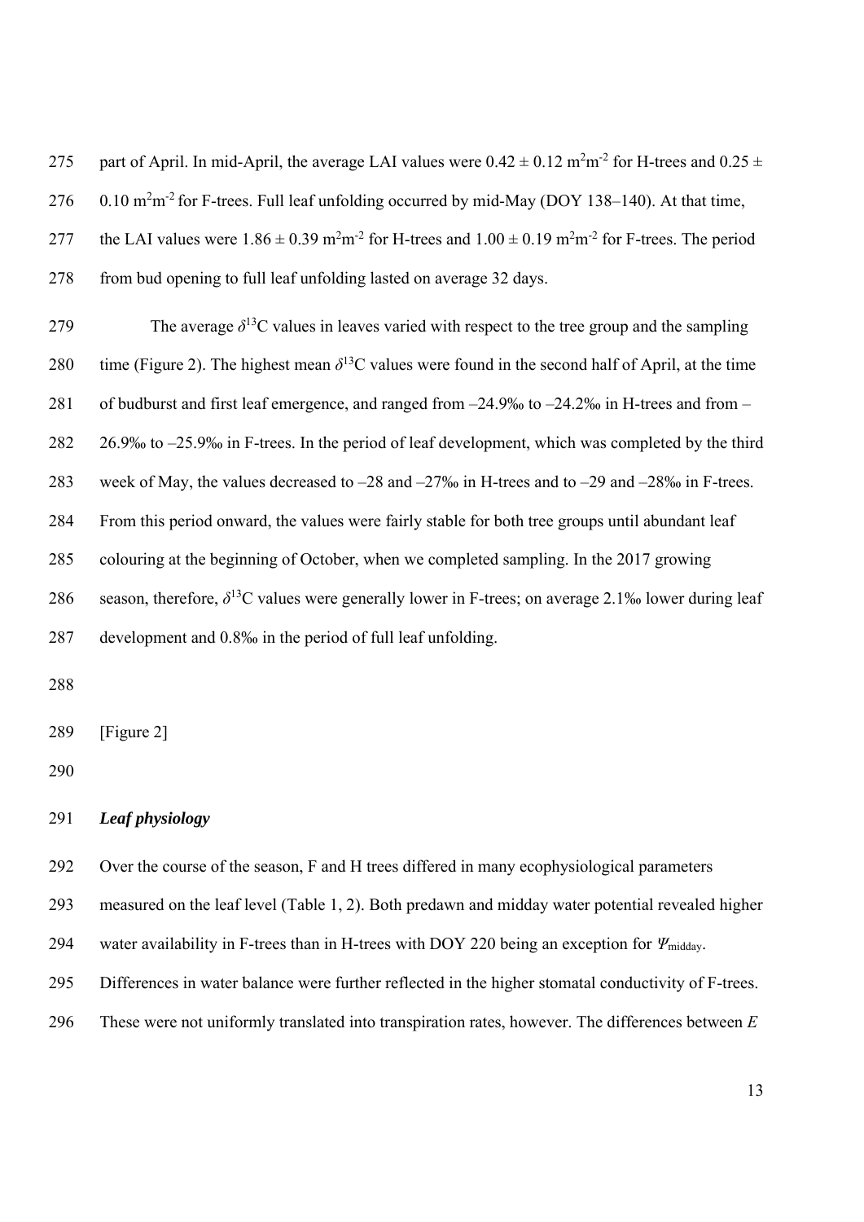part of April. In mid-April, the average LAI values were $0.42 \pm 0.12$ $m^2m^{-2}$ for H-trees and $0.25 \pm 0.10$ $m^2m^{-2}$ for F-trees. Full leaf unfolding occurred by mid-May (DOY 138–140). At that time, the LAI values were $1.86 \pm 0.39$ $m^2m^{-2}$ for H-trees and $1.00 \pm 0.19$ $m^2m^{-2}$ for F-trees. The period from bud opening to full leaf unfolding lasted on average 32 days.

The average $\delta^{13}C$ values in leaves varied with respect to the tree group and the sampling time (Figure 2). The highest mean $\delta^{13}C$ values were found in the second half of April, at the time of budburst and first leaf emergence, and ranged from –24.9‰ to –24.2‰ in H-trees and from –26.9‰ to –25.9‰ in F-trees. In the period of leaf development, which was completed by the third week of May, the values decreased to –28 and –27‰ in H-trees and to –29 and –28‰ in F-trees. From this period onward, the values were fairly stable for both tree groups until abundant leaf colouring at the beginning of October, when we completed sampling. In the 2017 growing season, therefore, $\delta^{13}C$ values were generally lower in F-trees; on average 2.1‰ lower during leaf development and 0.8‰ in the period of full leaf unfolding.

[Figure 2]

### *Leaf physiology*

Over the course of the season, F and H trees differed in many ecophysiological parameters measured on the leaf level (Table 1, 2). Both predawn and midday water potential revealed higher water availability in F-trees than in H-trees with DOY 220 being an exception for $\Psi_{midday}$. Differences in water balance were further reflected in the higher stomatal conductivity of F-trees. These were not uniformly translated into transpiration rates, however. The differences between $E$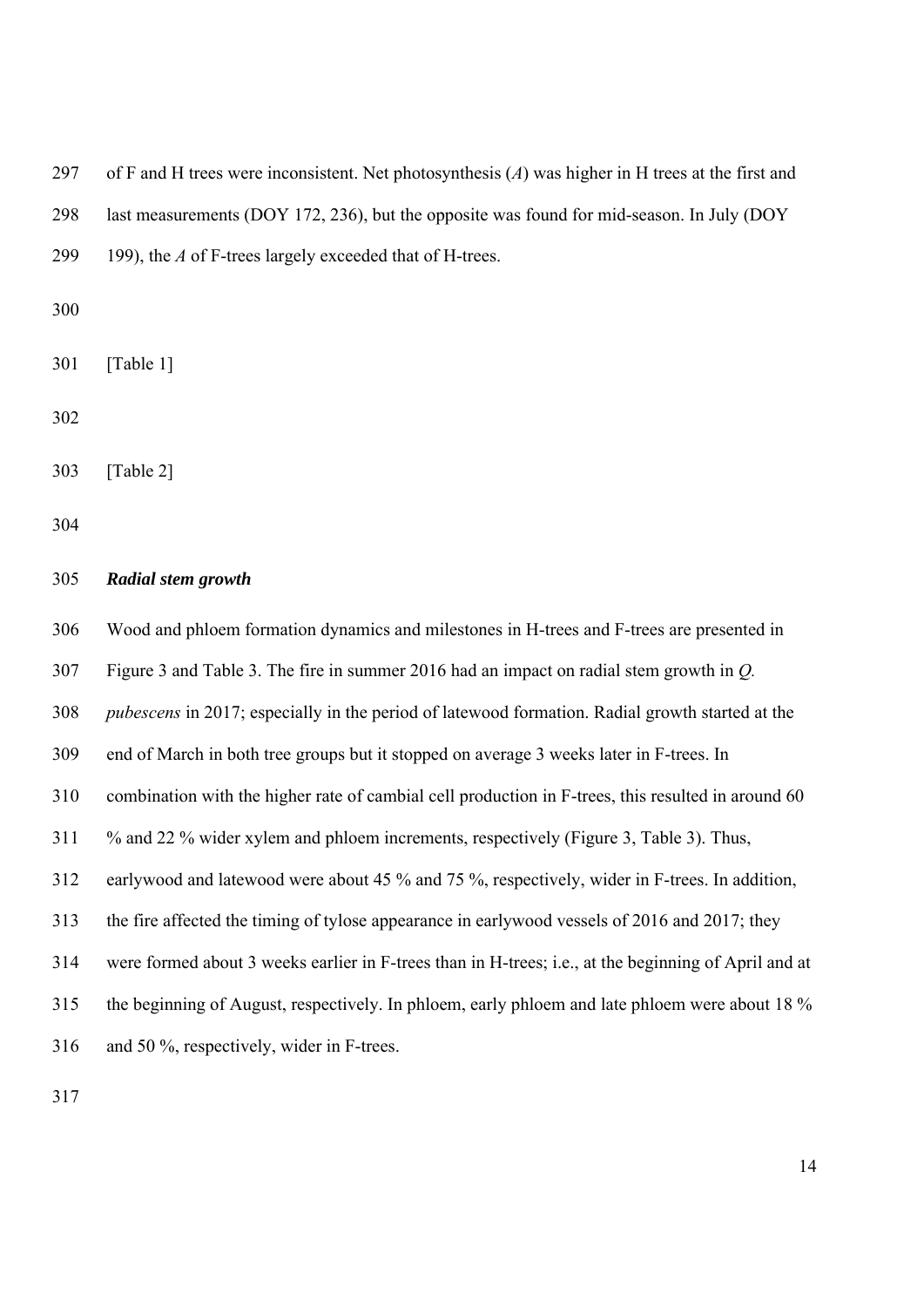of F and H trees were inconsistent. Net photosynthesis (*A*) was higher in H trees at the first and last measurements (DOY 172, 236), but the opposite was found for mid-season. In July (DOY 199), the *A* of F-trees largely exceeded that of H-trees.

[Table 1]

[Table 2]

***Radial stem growth***

Wood and phloem formation dynamics and milestones in H-trees and F-trees are presented in Figure 3 and Table 3. The fire in summer 2016 had an impact on radial stem growth in *Q. pubescens* in 2017; especially in the period of latewood formation. Radial growth started at the end of March in both tree groups but it stopped on average 3 weeks later in F-trees. In combination with the higher rate of cambial cell production in F-trees, this resulted in around 60 % and 22 % wider xylem and phloem increments, respectively (Figure 3, Table 3). Thus, earlywood and latewood were about 45 % and 75 %, respectively, wider in F-trees. In addition, the fire affected the timing of tylose appearance in earlywood vessels of 2016 and 2017; they were formed about 3 weeks earlier in F-trees than in H-trees; i.e., at the beginning of April and at the beginning of August, respectively. In phloem, early phloem and late phloem were about 18 % and 50 %, respectively, wider in F-trees.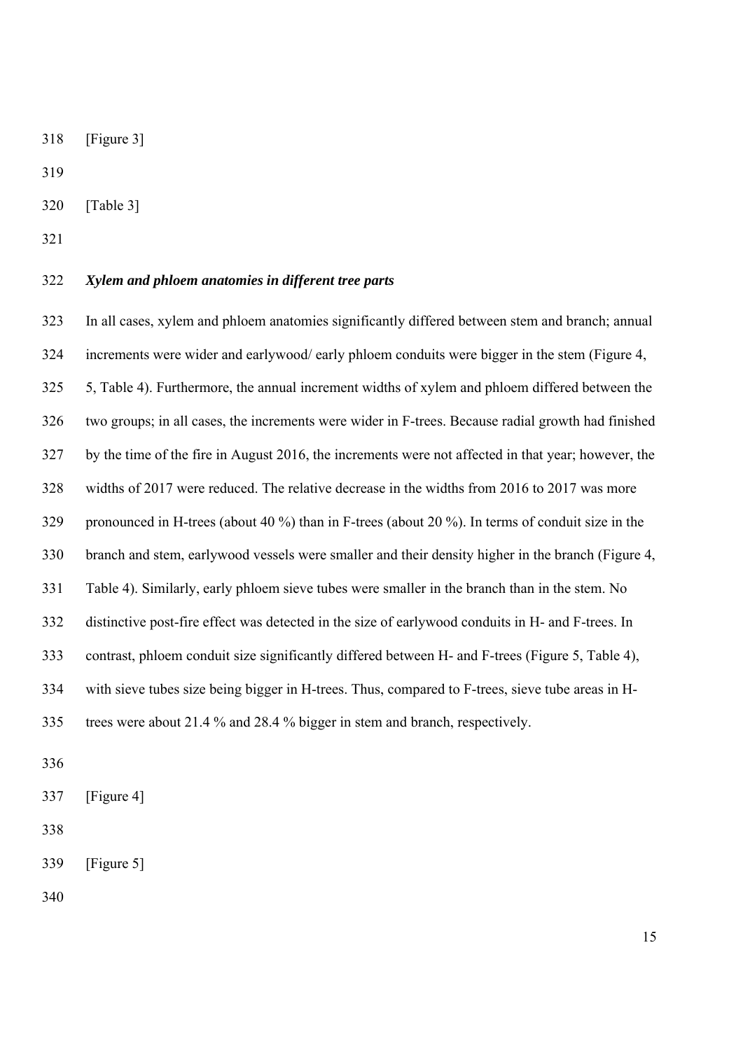[Figure 3]

[Table 3]

### *Xylem and phloem anatomies in different tree parts*

In all cases, xylem and phloem anatomies significantly differed between stem and branch; annual increments were wider and earlywood/ early phloem conduits were bigger in the stem (Figure 4, 5, Table 4). Furthermore, the annual increment widths of xylem and phloem differed between the two groups; in all cases, the increments were wider in F-trees. Because radial growth had finished by the time of the fire in August 2016, the increments were not affected in that year; however, the widths of 2017 were reduced. The relative decrease in the widths from 2016 to 2017 was more pronounced in H-trees (about 40 %) than in F-trees (about 20 %). In terms of conduit size in the branch and stem, earlywood vessels were smaller and their density higher in the branch (Figure 4, Table 4). Similarly, early phloem sieve tubes were smaller in the branch than in the stem. No distinctive post-fire effect was detected in the size of earlywood conduits in H- and F-trees. In contrast, phloem conduit size significantly differed between H- and F-trees (Figure 5, Table 4), with sieve tubes size being bigger in H-trees. Thus, compared to F-trees, sieve tube areas in H-trees were about 21.4 % and 28.4 % bigger in stem and branch, respectively.

[Figure 4]

[Figure 5]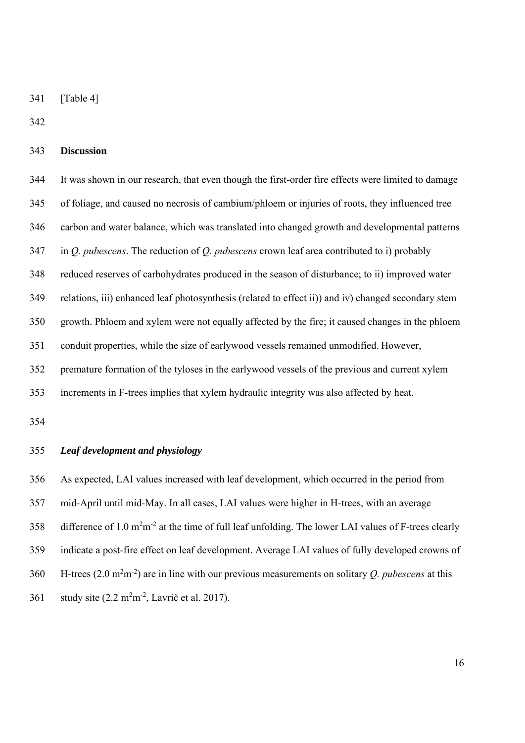[Table 4]

## Discussion

It was shown in our research, that even though the first-order fire effects were limited to damage of foliage, and caused no necrosis of cambium/phloem or injuries of roots, they influenced tree carbon and water balance, which was translated into changed growth and developmental patterns in *Q. pubescens*. The reduction of *Q. pubescens* crown leaf area contributed to i) probably reduced reserves of carbohydrates produced in the season of disturbance; to ii) improved water relations, iii) enhanced leaf photosynthesis (related to effect ii)) and iv) changed secondary stem growth. Phloem and xylem were not equally affected by the fire; it caused changes in the phloem conduit properties, while the size of earlywood vessels remained unmodified. However, premature formation of the tyloses in the earlywood vessels of the previous and current xylem increments in F-trees implies that xylem hydraulic integrity was also affected by heat.

### *Leaf development and physiology*

As expected, LAI values increased with leaf development, which occurred in the period from mid-April until mid-May. In all cases, LAI values were higher in H-trees, with an average difference of 1.0 $m^2m^{-2}$ at the time of full leaf unfolding. The lower LAI values of F-trees clearly indicate a post-fire effect on leaf development. Average LAI values of fully developed crowns of H-trees (2.0 $m^2m^{-2}$) are in line with our previous measurements on solitary *Q. pubescens* at this study site (2.2 $m^2m^{-2}$, Lavrič et al. 2017).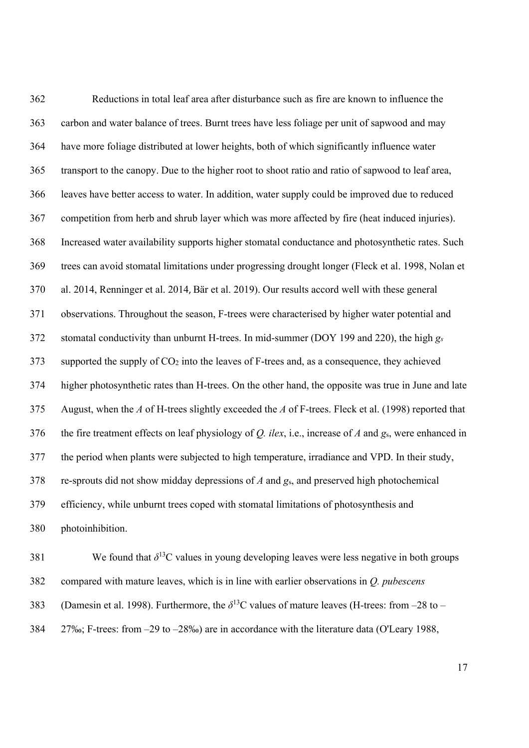Reductions in total leaf area after disturbance such as fire are known to influence the carbon and water balance of trees. Burnt trees have less foliage per unit of sapwood and may have more foliage distributed at lower heights, both of which significantly influence water transport to the canopy. Due to the higher root to shoot ratio and ratio of sapwood to leaf area, leaves have better access to water. In addition, water supply could be improved due to reduced competition from herb and shrub layer which was more affected by fire (heat induced injuries). Increased water availability supports higher stomatal conductance and photosynthetic rates. Such trees can avoid stomatal limitations under progressing drought longer (Fleck et al. 1998, Nolan et al. 2014, Renninger et al. 2014, Bär et al. 2019). Our results accord well with these general observations. Throughout the season, F-trees were characterised by higher water potential and stomatal conductivity than unburnt H-trees. In mid-summer (DOY 199 and 220), the high $g_s$ supported the supply of $CO_2$ into the leaves of F-trees and, as a consequence, they achieved higher photosynthetic rates than H-trees. On the other hand, the opposite was true in June and late August, when the $A$ of H-trees slightly exceeded the $A$ of F-trees. Fleck et al. (1998) reported that the fire treatment effects on leaf physiology of *Q. ilex*, i.e., increase of $A$ and $g_s$, were enhanced in the period when plants were subjected to high temperature, irradiance and VPD. In their study, re-sprouts did not show midday depressions of $A$ and $g_s$, and preserved high photochemical efficiency, while unburnt trees coped with stomatal limitations of photosynthesis and photoinhibition.

We found that $\delta^{13}C$ values in young developing leaves were less negative in both groups compared with mature leaves, which is in line with earlier observations in *Q. pubescens* (Damesin et al. 1998). Furthermore, the $\delta^{13}C$ values of mature leaves (H-trees: from –28 to –27‰; F-trees: from –29 to –28‰) are in accordance with the literature data (O'Leary 1988,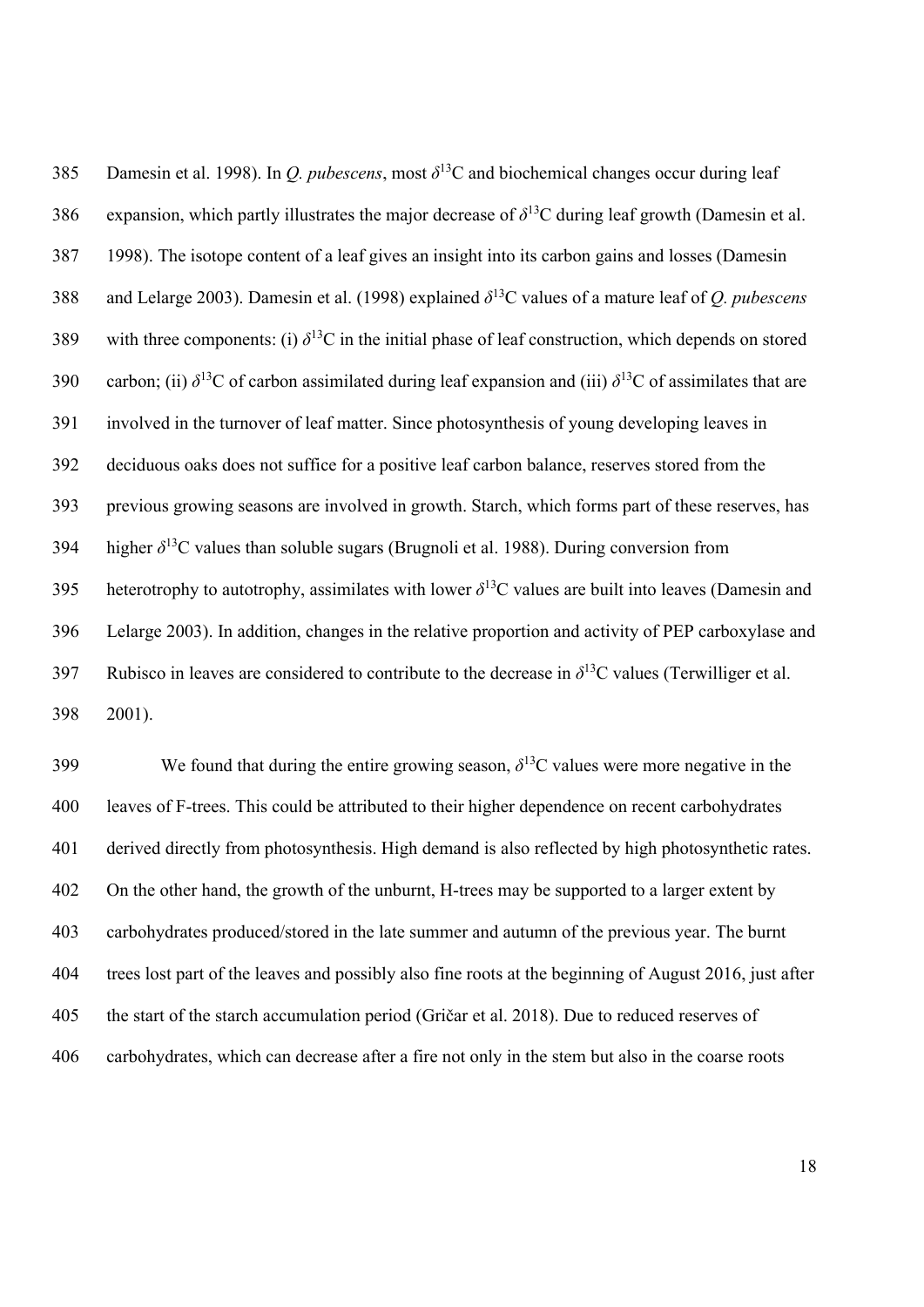Damesin et al. 1998). In *Q. pubescens*, most $\delta^{13}C$ and biochemical changes occur during leaf expansion, which partly illustrates the major decrease of $\delta^{13}C$ during leaf growth (Damesin et al. 1998). The isotope content of a leaf gives an insight into its carbon gains and losses (Damesin and Lelarge 2003). Damesin et al. (1998) explained $\delta^{13}C$ values of a mature leaf of *Q. pubescens* with three components: (i) $\delta^{13}C$ in the initial phase of leaf construction, which depends on stored carbon; (ii) $\delta^{13}C$ of carbon assimilated during leaf expansion and (iii) $\delta^{13}C$ of assimilates that are involved in the turnover of leaf matter. Since photosynthesis of young developing leaves in deciduous oaks does not suffice for a positive leaf carbon balance, reserves stored from the previous growing seasons are involved in growth. Starch, which forms part of these reserves, has higher $\delta^{13}C$ values than soluble sugars (Brugnoli et al. 1988). During conversion from heterotrophy to autotrophy, assimilates with lower $\delta^{13}C$ values are built into leaves (Damesin and Lelarge 2003). In addition, changes in the relative proportion and activity of PEP carboxylase and Rubisco in leaves are considered to contribute to the decrease in $\delta^{13}C$ values (Terwilliger et al. 2001).

We found that during the entire growing season, $\delta^{13}C$ values were more negative in the leaves of F-trees. This could be attributed to their higher dependence on recent carbohydrates derived directly from photosynthesis. High demand is also reflected by high photosynthetic rates. On the other hand, the growth of the unburnt, H-trees may be supported to a larger extent by carbohydrates produced/stored in the late summer and autumn of the previous year. The burnt trees lost part of the leaves and possibly also fine roots at the beginning of August 2016, just after the start of the starch accumulation period (Gričar et al. 2018). Due to reduced reserves of carbohydrates, which can decrease after a fire not only in the stem but also in the coarse roots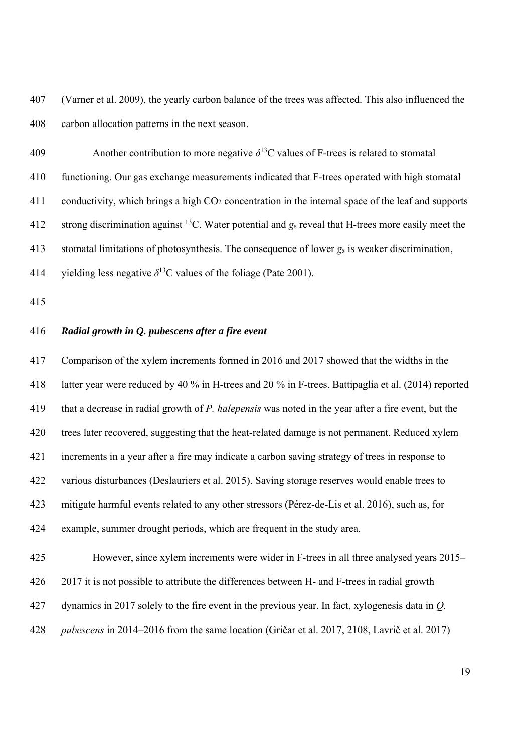(Varner et al. 2009), the yearly carbon balance of the trees was affected. This also influenced the carbon allocation patterns in the next season.

Another contribution to more negative $\delta^{13}C$ values of F-trees is related to stomatal functioning. Our gas exchange measurements indicated that F-trees operated with high stomatal conductivity, which brings a high $CO_2$ concentration in the internal space of the leaf and supports strong discrimination against $^{13}C$. Water potential and $g_s$ reveal that H-trees more easily meet the stomatal limitations of photosynthesis. The consequence of lower $g_s$ is weaker discrimination, yielding less negative $\delta^{13}C$ values of the foliage (Pate 2001).

### *Radial growth in Q. pubescens after a fire event*

Comparison of the xylem increments formed in 2016 and 2017 showed that the widths in the latter year were reduced by 40 % in H-trees and 20 % in F-trees. Battipaglia et al. (2014) reported that a decrease in radial growth of *P. halepensis* was noted in the year after a fire event, but the trees later recovered, suggesting that the heat-related damage is not permanent. Reduced xylem increments in a year after a fire may indicate a carbon saving strategy of trees in response to various disturbances (Deslauriers et al. 2015). Saving storage reserves would enable trees to mitigate harmful events related to any other stressors (Pérez-de-Lis et al. 2016), such as, for example, summer drought periods, which are frequent in the study area.

However, since xylem increments were wider in F-trees in all three analysed years 2015–2017 it is not possible to attribute the differences between H- and F-trees in radial growth dynamics in 2017 solely to the fire event in the previous year. In fact, xylogenesis data in *Q. pubescens* in 2014–2016 from the same location (Gričar et al. 2017, 2108, Lavrič et al. 2017)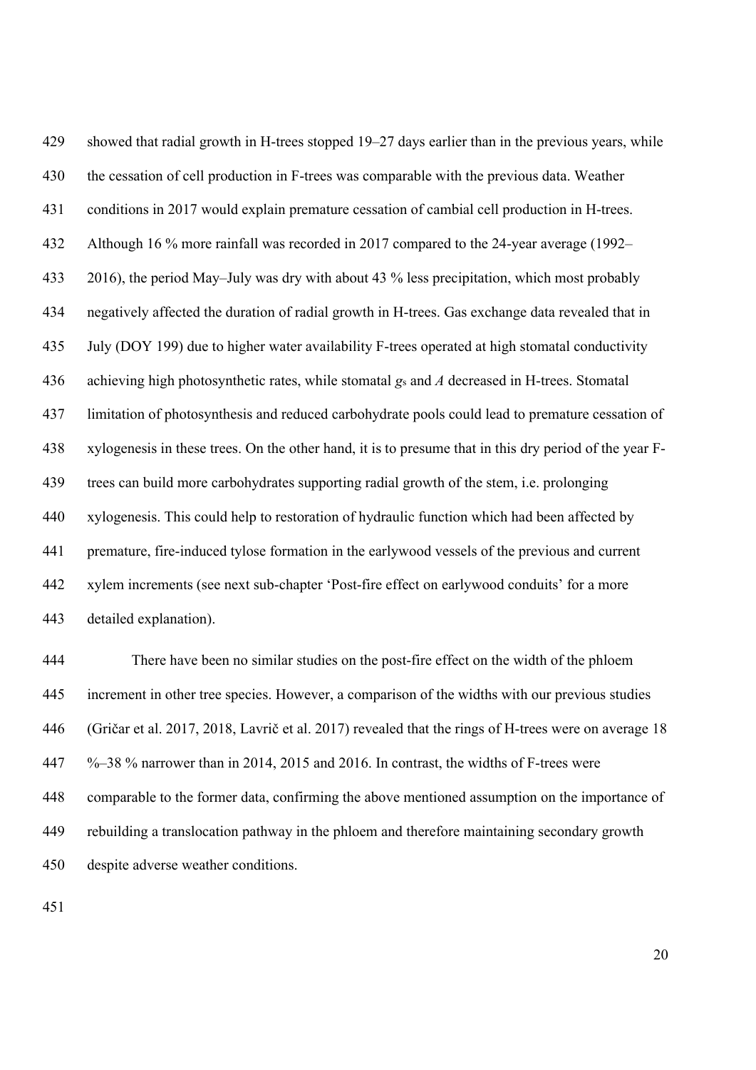showed that radial growth in H-trees stopped 19–27 days earlier than in the previous years, while the cessation of cell production in F-trees was comparable with the previous data. Weather conditions in 2017 would explain premature cessation of cambial cell production in H-trees. Although 16 % more rainfall was recorded in 2017 compared to the 24-year average (1992–2016), the period May–July was dry with about 43 % less precipitation, which most probably negatively affected the duration of radial growth in H-trees. Gas exchange data revealed that in July (DOY 199) due to higher water availability F-trees operated at high stomatal conductivity achieving high photosynthetic rates, while stomatal $g_s$ and $A$ decreased in H-trees. Stomatal limitation of photosynthesis and reduced carbohydrate pools could lead to premature cessation of xylogenesis in these trees. On the other hand, it is to presume that in this dry period of the year F-trees can build more carbohydrates supporting radial growth of the stem, i.e. prolonging xylogenesis. This could help to restoration of hydraulic function which had been affected by premature, fire-induced tylose formation in the earlywood vessels of the previous and current xylem increments (see next sub-chapter 'Post-fire effect on earlywood conduits' for a more detailed explanation).

There have been no similar studies on the post-fire effect on the width of the phloem increment in other tree species. However, a comparison of the widths with our previous studies (Gričar et al. 2017, 2018, Lavrič et al. 2017) revealed that the rings of H-trees were on average 18 %–38 % narrower than in 2014, 2015 and 2016. In contrast, the widths of F-trees were comparable to the former data, confirming the above mentioned assumption on the importance of rebuilding a translocation pathway in the phloem and therefore maintaining secondary growth despite adverse weather conditions.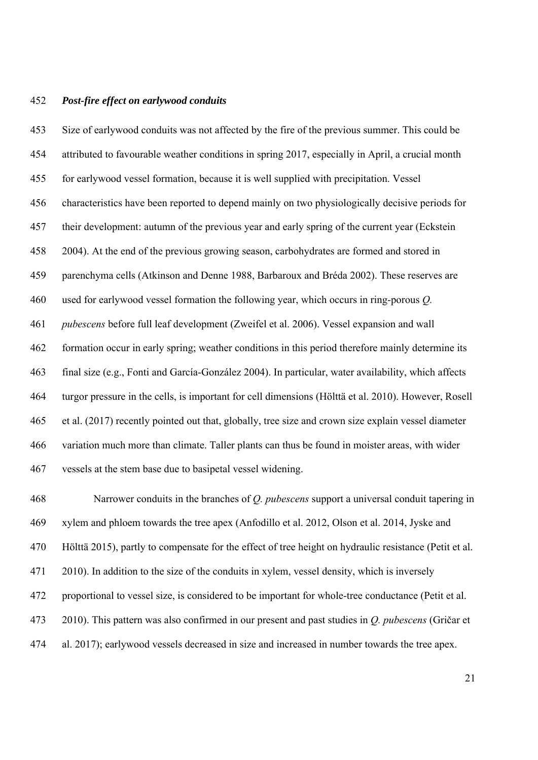### *Post-fire effect on earlywood conduits*

Size of earlywood conduits was not affected by the fire of the previous summer. This could be attributed to favourable weather conditions in spring 2017, especially in April, a crucial month for earlywood vessel formation, because it is well supplied with precipitation. Vessel characteristics have been reported to depend mainly on two physiologically decisive periods for their development: autumn of the previous year and early spring of the current year (Eckstein 2004). At the end of the previous growing season, carbohydrates are formed and stored in parenchyma cells (Atkinson and Denne 1988, Barbaroux and Bréda 2002). These reserves are used for earlywood vessel formation the following year, which occurs in ring-porous *Q. pubescens* before full leaf development (Zweifel et al. 2006). Vessel expansion and wall formation occur in early spring; weather conditions in this period therefore mainly determine its final size (e.g., Fonti and García-González 2004). In particular, water availability, which affects turgor pressure in the cells, is important for cell dimensions (Hölttä et al. 2010). However, Rosell et al. (2017) recently pointed out that, globally, tree size and crown size explain vessel diameter variation much more than climate. Taller plants can thus be found in moister areas, with wider vessels at the stem base due to basipetal vessel widening.

Narrower conduits in the branches of *Q. pubescens* support a universal conduit tapering in xylem and phloem towards the tree apex (Anfodillo et al. 2012, Olson et al. 2014, Jyske and Hölttä 2015), partly to compensate for the effect of tree height on hydraulic resistance (Petit et al. 2010). In addition to the size of the conduits in xylem, vessel density, which is inversely proportional to vessel size, is considered to be important for whole-tree conductance (Petit et al. 2010). This pattern was also confirmed in our present and past studies in *Q. pubescens* (Gričar et al. 2017); earlywood vessels decreased in size and increased in number towards the tree apex.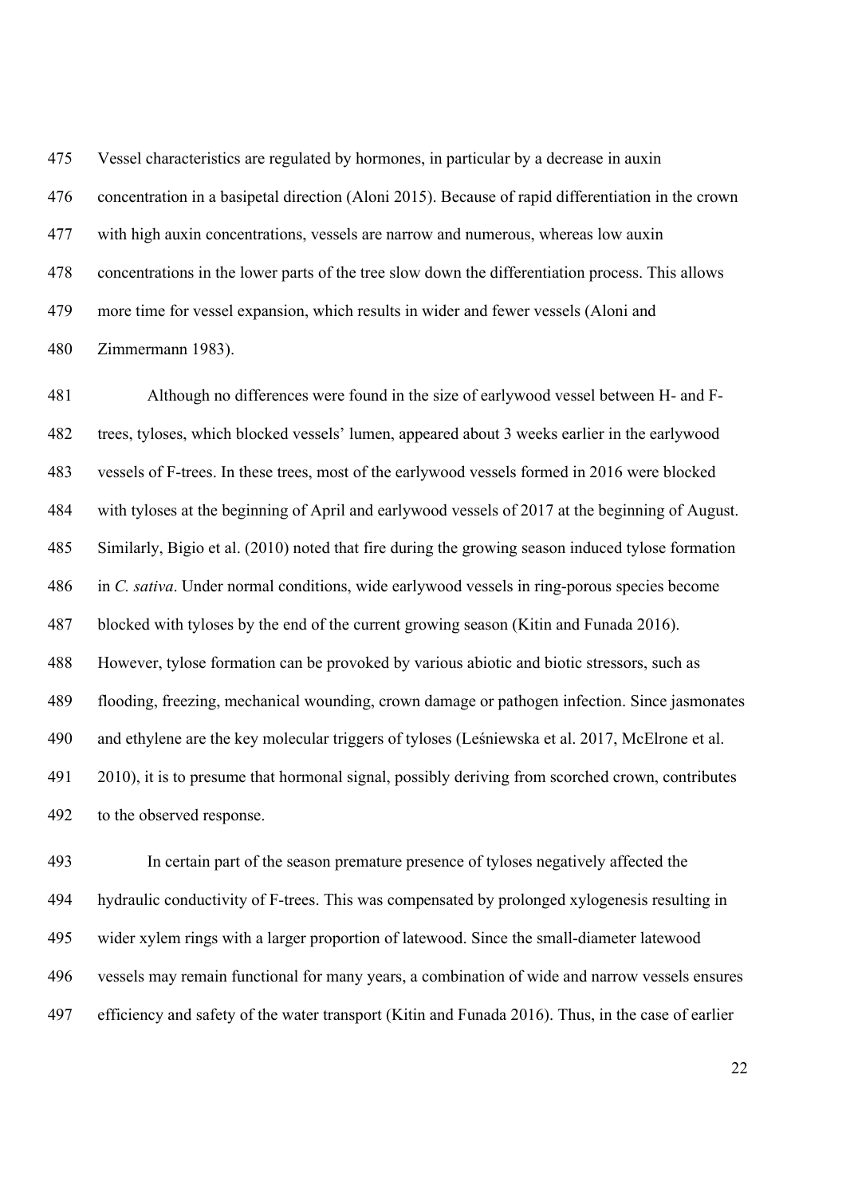Vessel characteristics are regulated by hormones, in particular by a decrease in auxin concentration in a basipetal direction (Aloni 2015). Because of rapid differentiation in the crown with high auxin concentrations, vessels are narrow and numerous, whereas low auxin concentrations in the lower parts of the tree slow down the differentiation process. This allows more time for vessel expansion, which results in wider and fewer vessels (Aloni and Zimmermann 1983).

Although no differences were found in the size of earlywood vessel between H- and F-trees, tyloses, which blocked vessels' lumen, appeared about 3 weeks earlier in the earlywood vessels of F-trees. In these trees, most of the earlywood vessels formed in 2016 were blocked with tyloses at the beginning of April and earlywood vessels of 2017 at the beginning of August. Similarly, Bigio et al. (2010) noted that fire during the growing season induced tylose formation in *C. sativa*. Under normal conditions, wide earlywood vessels in ring-porous species become blocked with tyloses by the end of the current growing season (Kitin and Funada 2016). However, tylose formation can be provoked by various abiotic and biotic stressors, such as flooding, freezing, mechanical wounding, crown damage or pathogen infection. Since jasmonates and ethylene are the key molecular triggers of tyloses (Leśniewska et al. 2017, McElrone et al. 2010), it is to presume that hormonal signal, possibly deriving from scorched crown, contributes to the observed response.

In certain part of the season premature presence of tyloses negatively affected the hydraulic conductivity of F-trees. This was compensated by prolonged xylogenesis resulting in wider xylem rings with a larger proportion of latewood. Since the small-diameter latewood vessels may remain functional for many years, a combination of wide and narrow vessels ensures efficiency and safety of the water transport (Kitin and Funada 2016). Thus, in the case of earlier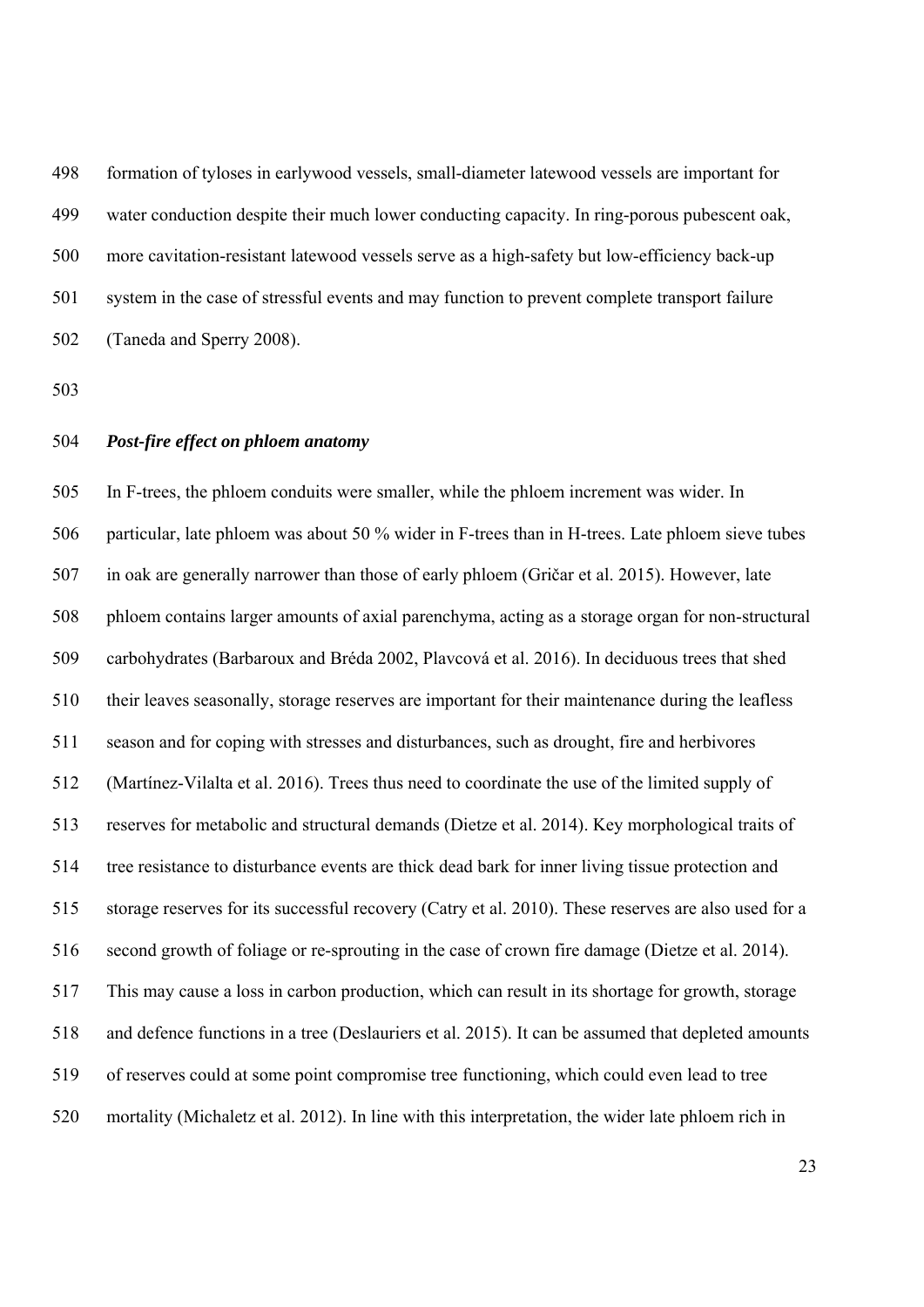formation of tyloses in earlywood vessels, small-diameter latewood vessels are important for water conduction despite their much lower conducting capacity. In ring-porous pubescent oak, more cavitation-resistant latewood vessels serve as a high-safety but low-efficiency back-up system in the case of stressful events and may function to prevent complete transport failure (Taneda and Sperry 2008).

### *Post-fire effect on phloem anatomy*

In F-trees, the phloem conduits were smaller, while the phloem increment was wider. In particular, late phloem was about 50 % wider in F-trees than in H-trees. Late phloem sieve tubes in oak are generally narrower than those of early phloem (Gričar et al. 2015). However, late phloem contains larger amounts of axial parenchyma, acting as a storage organ for non-structural carbohydrates (Barbaroux and Bréda 2002, Plavcová et al. 2016). In deciduous trees that shed their leaves seasonally, storage reserves are important for their maintenance during the leafless season and for coping with stresses and disturbances, such as drought, fire and herbivores (Martínez-Vilalta et al. 2016). Trees thus need to coordinate the use of the limited supply of reserves for metabolic and structural demands (Dietze et al. 2014). Key morphological traits of tree resistance to disturbance events are thick dead bark for inner living tissue protection and storage reserves for its successful recovery (Catry et al. 2010). These reserves are also used for a second growth of foliage or re-sprouting in the case of crown fire damage (Dietze et al. 2014). This may cause a loss in carbon production, which can result in its shortage for growth, storage and defence functions in a tree (Deslauriers et al. 2015). It can be assumed that depleted amounts of reserves could at some point compromise tree functioning, which could even lead to tree mortality (Michaletz et al. 2012). In line with this interpretation, the wider late phloem rich in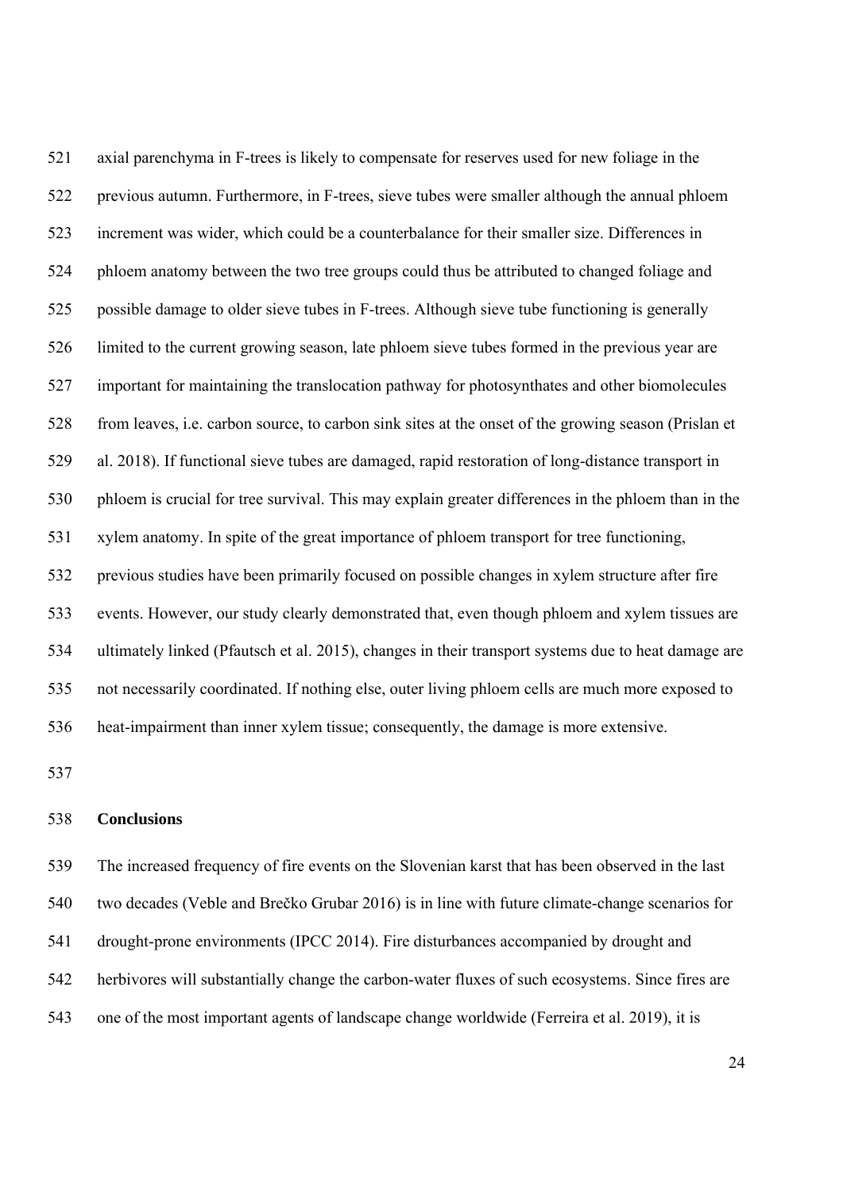axial parenchyma in F-trees is likely to compensate for reserves used for new foliage in the previous autumn. Furthermore, in F-trees, sieve tubes were smaller although the annual phloem increment was wider, which could be a counterbalance for their smaller size. Differences in phloem anatomy between the two tree groups could thus be attributed to changed foliage and possible damage to older sieve tubes in F-trees. Although sieve tube functioning is generally limited to the current growing season, late phloem sieve tubes formed in the previous year are important for maintaining the translocation pathway for photosynthates and other biomolecules from leaves, i.e. carbon source, to carbon sink sites at the onset of the growing season (Prislan et al. 2018). If functional sieve tubes are damaged, rapid restoration of long-distance transport in phloem is crucial for tree survival. This may explain greater differences in the phloem than in the xylem anatomy. In spite of the great importance of phloem transport for tree functioning, previous studies have been primarily focused on possible changes in xylem structure after fire events. However, our study clearly demonstrated that, even though phloem and xylem tissues are ultimately linked (Pfautsch et al. 2015), changes in their transport systems due to heat damage are not necessarily coordinated. If nothing else, outer living phloem cells are much more exposed to heat-impairment than inner xylem tissue; consequently, the damage is more extensive.

## Conclusions

The increased frequency of fire events on the Slovenian karst that has been observed in the last two decades (Veble and Brečko Grubar 2016) is in line with future climate-change scenarios for drought-prone environments (IPCC 2014). Fire disturbances accompanied by drought and herbivores will substantially change the carbon-water fluxes of such ecosystems. Since fires are one of the most important agents of landscape change worldwide (Ferreira et al. 2019), it is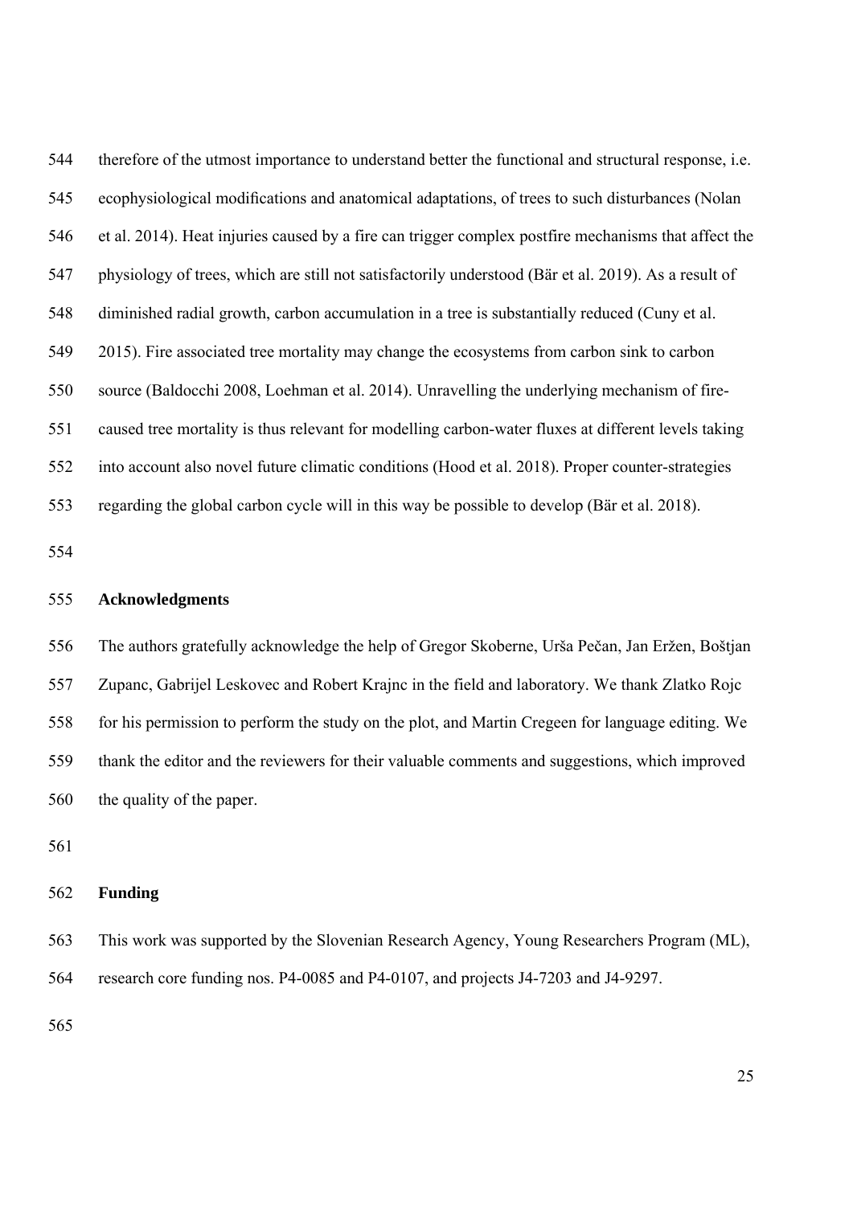therefore of the utmost importance to understand better the functional and structural response, i.e. ecophysiological modifications and anatomical adaptations, of trees to such disturbances (Nolan et al. 2014). Heat injuries caused by a fire can trigger complex postfire mechanisms that affect the physiology of trees, which are still not satisfactorily understood (Bär et al. 2019). As a result of diminished radial growth, carbon accumulation in a tree is substantially reduced (Cuny et al. 2015). Fire associated tree mortality may change the ecosystems from carbon sink to carbon source (Baldocchi 2008, Loehman et al. 2014). Unravelling the underlying mechanism of fire-caused tree mortality is thus relevant for modelling carbon-water fluxes at different levels taking into account also novel future climatic conditions (Hood et al. 2018). Proper counter-strategies regarding the global carbon cycle will in this way be possible to develop (Bär et al. 2018).

## Acknowledgments

The authors gratefully acknowledge the help of Gregor Skoberne, Urša Pečan, Jan Eržen, Boštjan Zupanc, Gabrijel Leskovec and Robert Krajnc in the field and laboratory. We thank Zlatko Rojc for his permission to perform the study on the plot, and Martin Cregeen for language editing. We thank the editor and the reviewers for their valuable comments and suggestions, which improved the quality of the paper.

## Funding

This work was supported by the Slovenian Research Agency, Young Researchers Program (ML), research core funding nos. P4-0085 and P4-0107, and projects J4-7203 and J4-9297.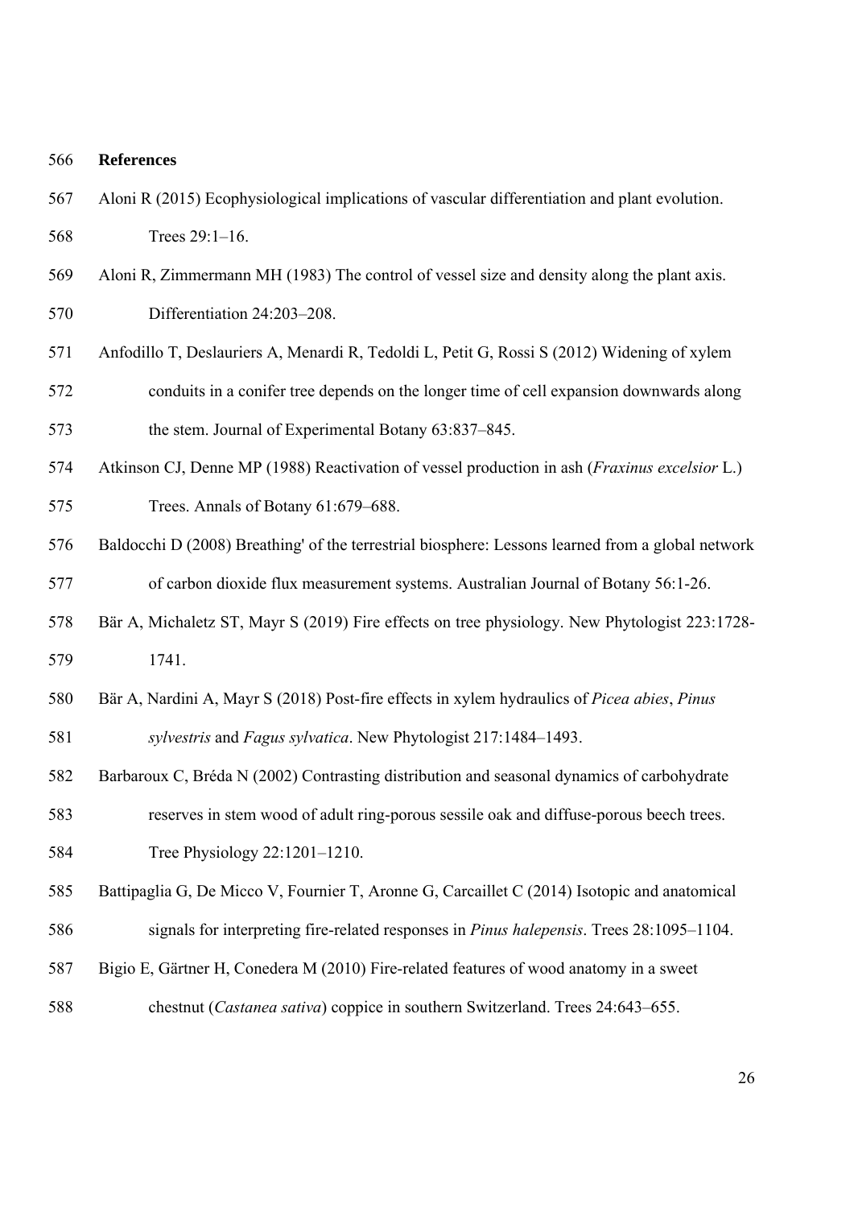# References

Aloni R (2015) Ecophysiological implications of vascular differentiation and plant evolution. Trees 29:1–16.

Aloni R, Zimmermann MH (1983) The control of vessel size and density along the plant axis. Differentiation 24:203–208.

Anfodillo T, Deslauriers A, Menardi R, Tedoldi L, Petit G, Rossi S (2012) Widening of xylem conduits in a conifer tree depends on the longer time of cell expansion downwards along the stem. Journal of Experimental Botany 63:837–845.

Atkinson CJ, Denne MP (1988) Reactivation of vessel production in ash (*Fraxinus excelsior* L.) Trees. Annals of Botany 61:679–688.

Baldocchi D (2008) Breathing' of the terrestrial biosphere: Lessons learned from a global network of carbon dioxide flux measurement systems. Australian Journal of Botany 56:1-26.

Bär A, Michaletz ST, Mayr S (2019) Fire effects on tree physiology. New Phytologist 223:1728-1741.

Bär A, Nardini A, Mayr S (2018) Post-fire effects in xylem hydraulics of *Picea abies*, *Pinus sylvestris* and *Fagus sylvatica*. New Phytologist 217:1484–1493.

Barbaroux C, Bréda N (2002) Contrasting distribution and seasonal dynamics of carbohydrate reserves in stem wood of adult ring-porous sessile oak and diffuse-porous beech trees. Tree Physiology 22:1201–1210.

Battipaglia G, De Micco V, Fournier T, Aronne G, Carcaillet C (2014) Isotopic and anatomical signals for interpreting fire-related responses in *Pinus halepensis*. Trees 28:1095–1104.

Bigio E, Gärtner H, Conedera M (2010) Fire-related features of wood anatomy in a sweet chestnut (*Castanea sativa*) coppice in southern Switzerland. Trees 24:643–655.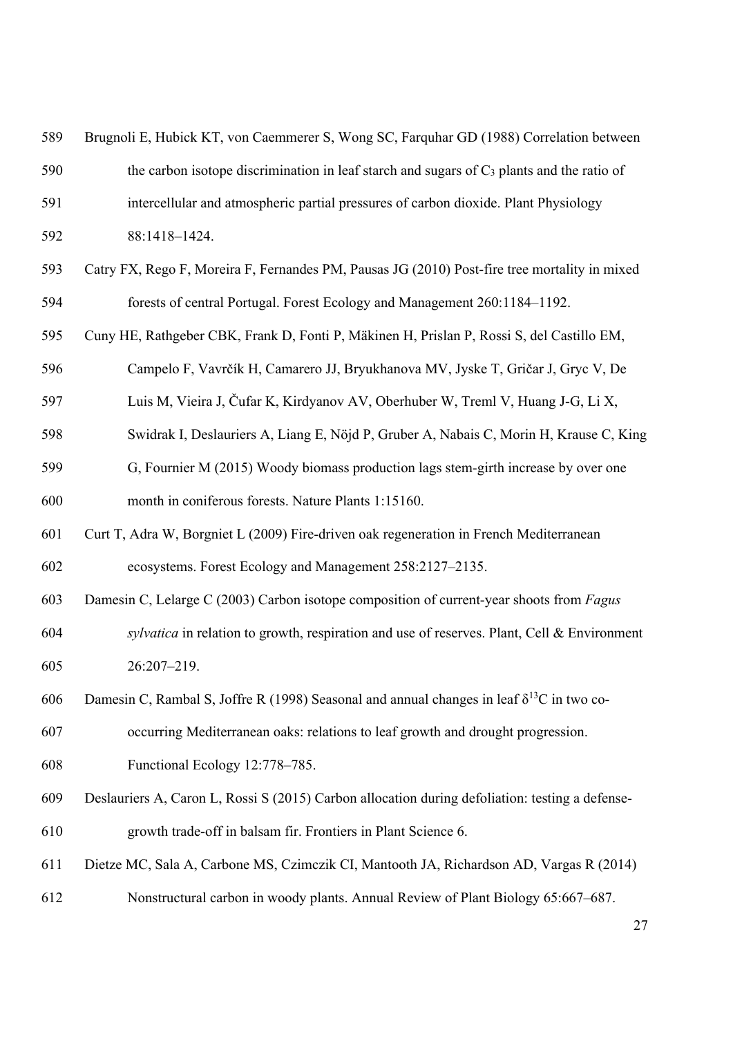Brugnoli E, Hubick KT, von Caemmerer S, Wong SC, Farquhar GD (1988) Correlation between the carbon isotope discrimination in leaf starch and sugars of $C_3$ plants and the ratio of intercellular and atmospheric partial pressures of carbon dioxide. Plant Physiology 88:1418–1424.

Catry FX, Rego F, Moreira F, Fernandes PM, Pausas JG (2010) Post-fire tree mortality in mixed forests of central Portugal. Forest Ecology and Management 260:1184–1192.

Cuny HE, Rathgeber CBK, Frank D, Fonti P, Mäkinen H, Prislan P, Rossi S, del Castillo EM, Campelo F, Vavrčík H, Camarero JJ, Bryukhanova MV, Jyske T, Gričar J, Gryc V, De Luis M, Vieira J, Čufar K, Kirdyanov AV, Oberhuber W, Treml V, Huang J-G, Li X, Swidrak I, Deslauriers A, Liang E, Nöjd P, Gruber A, Nabais C, Morin H, Krause C, King G, Fournier M (2015) Woody biomass production lags stem-girth increase by over one month in coniferous forests. Nature Plants 1:15160.

Curt T, Adra W, Borgniet L (2009) Fire-driven oak regeneration in French Mediterranean ecosystems. Forest Ecology and Management 258:2127–2135.

Damesin C, Lelarge C (2003) Carbon isotope composition of current-year shoots from *Fagus sylvatica* in relation to growth, respiration and use of reserves. Plant, Cell & Environment 26:207–219.

Damesin C, Rambal S, Joffre R (1998) Seasonal and annual changes in leaf $\delta^{13}C$ in two co-occurring Mediterranean oaks: relations to leaf growth and drought progression. Functional Ecology 12:778–785.

Deslauriers A, Caron L, Rossi S (2015) Carbon allocation during defoliation: testing a defense-growth trade-off in balsam fir. Frontiers in Plant Science 6.

Dietze MC, Sala A, Carbone MS, Czimczik CI, Mantooth JA, Richardson AD, Vargas R (2014) Nonstructural carbon in woody plants. Annual Review of Plant Biology 65:667–687.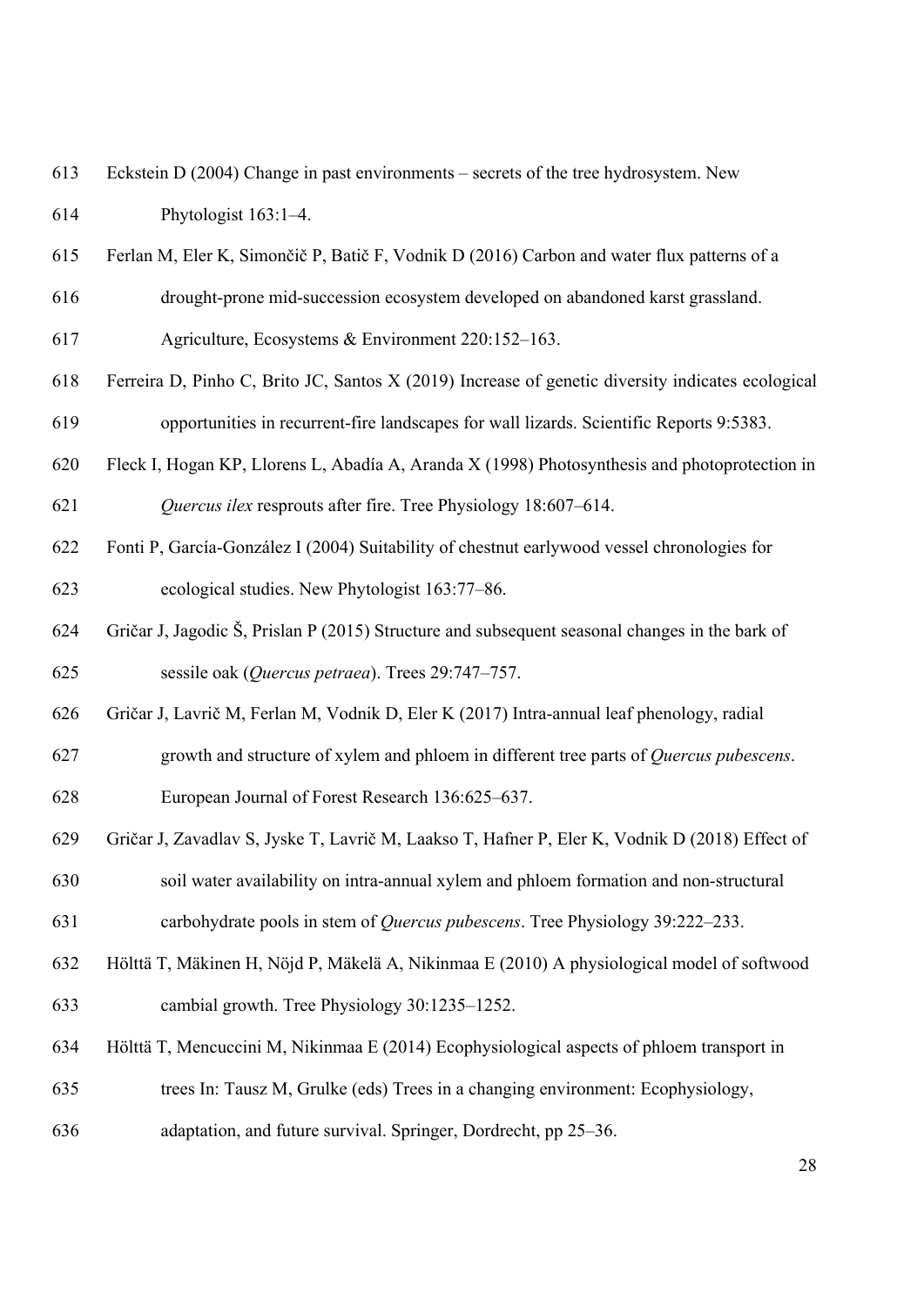Eckstein D (2004) Change in past environments – secrets of the tree hydrosystem. New Phytologist 163:1–4.

Ferlan M, Eler K, Simončič P, Batič F, Vodnik D (2016) Carbon and water flux patterns of a drought-prone mid-succession ecosystem developed on abandoned karst grassland. Agriculture, Ecosystems & Environment 220:152–163.

Ferreira D, Pinho C, Brito JC, Santos X (2019) Increase of genetic diversity indicates ecological opportunities in recurrent-fire landscapes for wall lizards. Scientific Reports 9:5383.

Fleck I, Hogan KP, Llorens L, Abadía A, Aranda X (1998) Photosynthesis and photoprotection in *Quercus ilex* resprouts after fire. Tree Physiology 18:607–614.

Fonti P, García-González I (2004) Suitability of chestnut earlywood vessel chronologies for ecological studies. New Phytologist 163:77–86.

Gričar J, Jagodic Š, Prislan P (2015) Structure and subsequent seasonal changes in the bark of sessile oak (*Quercus petraea*). Trees 29:747–757.

Gričar J, Lavrič M, Ferlan M, Vodnik D, Eler K (2017) Intra-annual leaf phenology, radial growth and structure of xylem and phloem in different tree parts of *Quercus pubescens*. European Journal of Forest Research 136:625–637.

Gričar J, Zavadlav S, Jyske T, Lavrič M, Laakso T, Hafner P, Eler K, Vodnik D (2018) Effect of soil water availability on intra-annual xylem and phloem formation and non-structural carbohydrate pools in stem of *Quercus pubescens*. Tree Physiology 39:222–233.

Hölttä T, Mäkinen H, Nöjd P, Mäkelä A, Nikinmaa E (2010) A physiological model of softwood cambial growth. Tree Physiology 30:1235–1252.

Hölttä T, Mencuccini M, Nikinmaa E (2014) Ecophysiological aspects of phloem transport in trees In: Tausz M, Grulke (eds) Trees in a changing environment: Ecophysiology, adaptation, and future survival. Springer, Dordrecht, pp 25–36.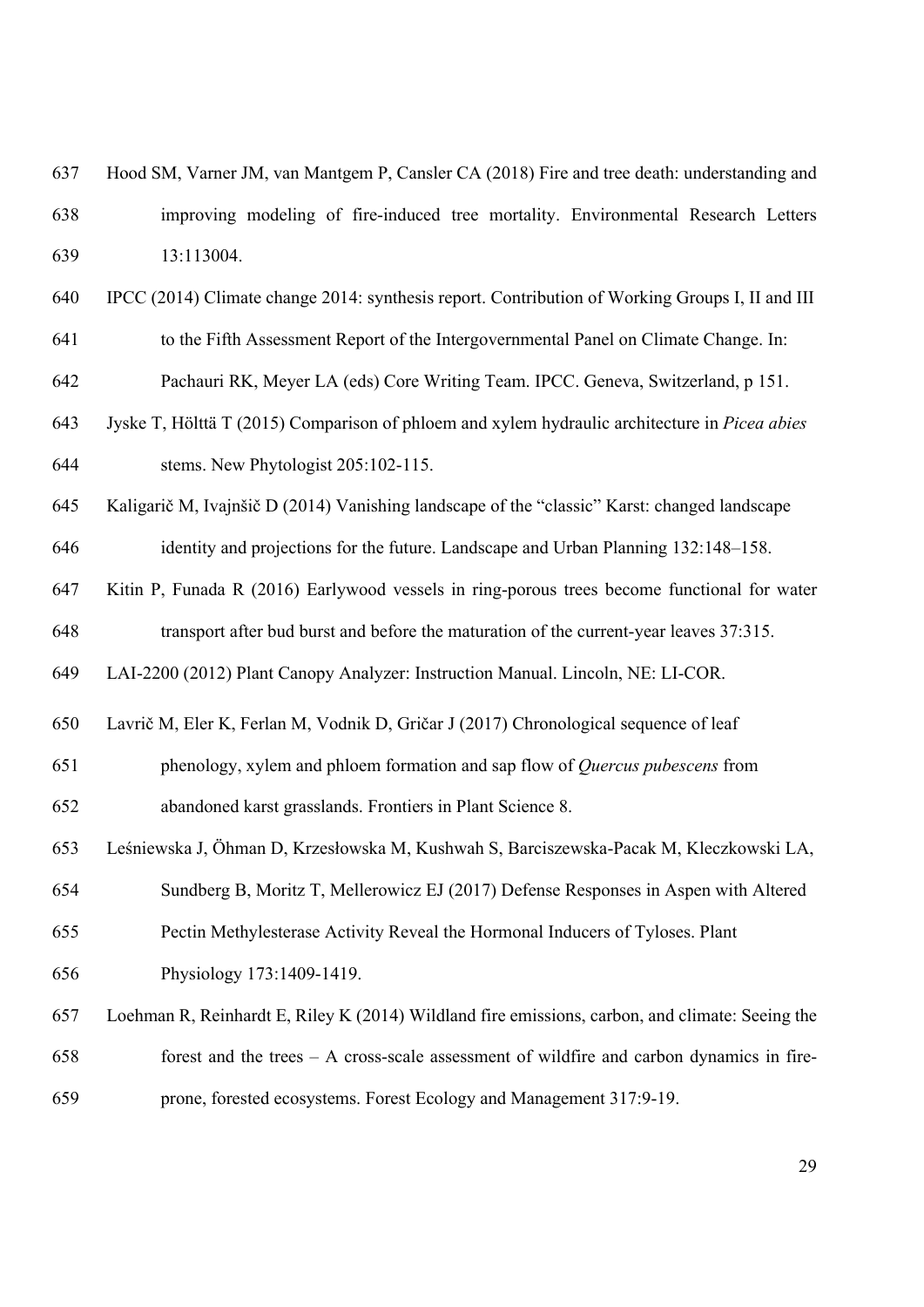Hood SM, Varner JM, van Mantgem P, Cansler CA (2018) Fire and tree death: understanding and improving modeling of fire-induced tree mortality. Environmental Research Letters 13:113004.

IPCC (2014) Climate change 2014: synthesis report. Contribution of Working Groups I, II and III to the Fifth Assessment Report of the Intergovernmental Panel on Climate Change. In: Pachauri RK, Meyer LA (eds) Core Writing Team. IPCC. Geneva, Switzerland, p 151.

Jyske T, Hölttä T (2015) Comparison of phloem and xylem hydraulic architecture in *Picea abies* stems. New Phytologist 205:102-115.

Kaligarič M, Ivajnšič D (2014) Vanishing landscape of the "classic" Karst: changed landscape identity and projections for the future. Landscape and Urban Planning 132:148–158.

Kitin P, Funada R (2016) Earlywood vessels in ring-porous trees become functional for water transport after bud burst and before the maturation of the current-year leaves 37:315.

LAI-2200 (2012) Plant Canopy Analyzer: Instruction Manual. Lincoln, NE: LI-COR.

Lavrič M, Eler K, Ferlan M, Vodnik D, Gričar J (2017) Chronological sequence of leaf phenology, xylem and phloem formation and sap flow of *Quercus pubescens* from abandoned karst grasslands. Frontiers in Plant Science 8.

Leśniewska J, Öhman D, Krzesłowska M, Kushwah S, Barciszewska-Pacak M, Kleczkowski LA, Sundberg B, Moritz T, Mellerowicz EJ (2017) Defense Responses in Aspen with Altered Pectin Methylesterase Activity Reveal the Hormonal Inducers of Tyloses. Plant Physiology 173:1409-1419.

Loehman R, Reinhardt E, Riley K (2014) Wildland fire emissions, carbon, and climate: Seeing the forest and the trees – A cross-scale assessment of wildfire and carbon dynamics in fire-prone, forested ecosystems. Forest Ecology and Management 317:9-19.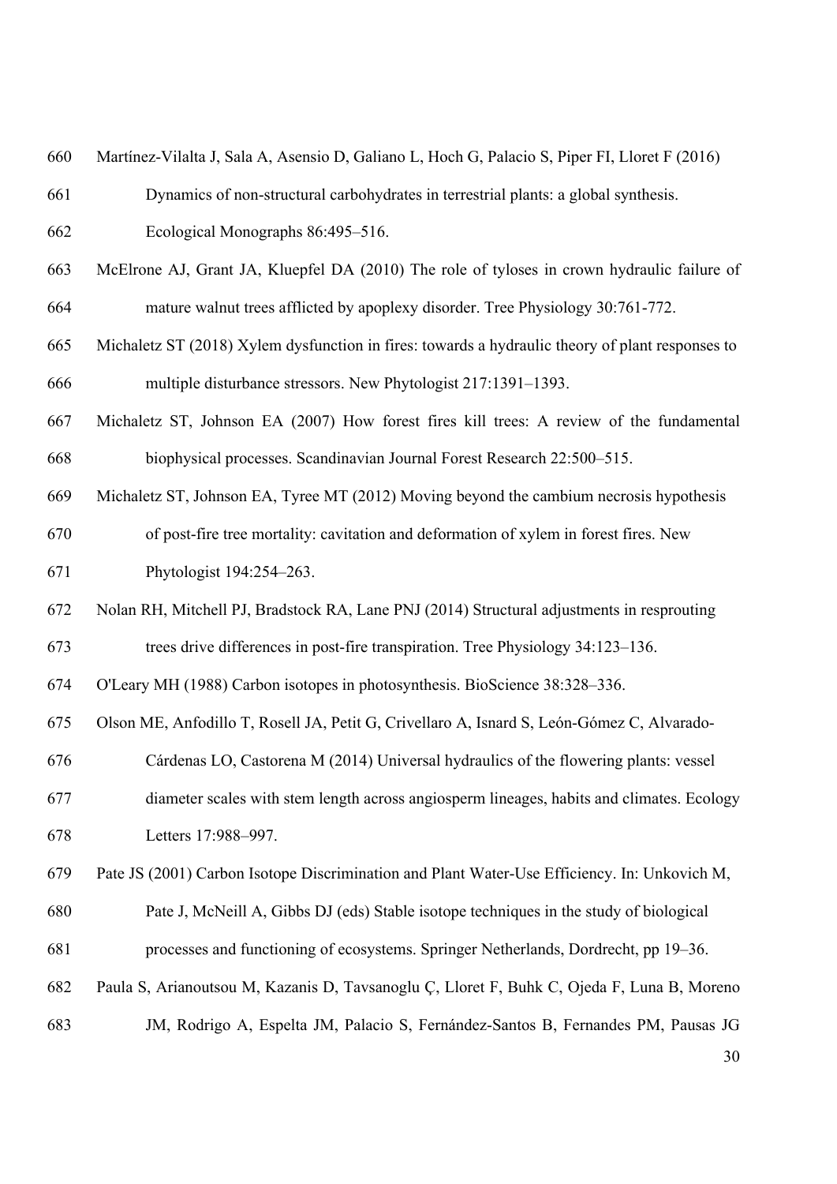Martínez-Vilalta J, Sala A, Asensio D, Galiano L, Hoch G, Palacio S, Piper FI, Lloret F (2016) Dynamics of non-structural carbohydrates in terrestrial plants: a global synthesis. Ecological Monographs 86:495–516.

McElrone AJ, Grant JA, Kluepfel DA (2010) The role of tyloses in crown hydraulic failure of mature walnut trees afflicted by apoplexy disorder. Tree Physiology 30:761-772.

Michaletz ST (2018) Xylem dysfunction in fires: towards a hydraulic theory of plant responses to multiple disturbance stressors. New Phytologist 217:1391–1393.

Michaletz ST, Johnson EA (2007) How forest fires kill trees: A review of the fundamental biophysical processes. Scandinavian Journal Forest Research 22:500–515.

Michaletz ST, Johnson EA, Tyree MT (2012) Moving beyond the cambium necrosis hypothesis of post-fire tree mortality: cavitation and deformation of xylem in forest fires. New Phytologist 194:254–263.

Nolan RH, Mitchell PJ, Bradstock RA, Lane PNJ (2014) Structural adjustments in resprouting trees drive differences in post-fire transpiration. Tree Physiology 34:123–136.

O'Leary MH (1988) Carbon isotopes in photosynthesis. BioScience 38:328–336.

Olson ME, Anfodillo T, Rosell JA, Petit G, Crivellaro A, Isnard S, León-Gómez C, Alvarado-Cárdenas LO, Castorena M (2014) Universal hydraulics of the flowering plants: vessel diameter scales with stem length across angiosperm lineages, habits and climates. Ecology Letters 17:988–997.

Pate JS (2001) Carbon Isotope Discrimination and Plant Water-Use Efficiency. In: Unkovich M, Pate J, McNeill A, Gibbs DJ (eds) Stable isotope techniques in the study of biological processes and functioning of ecosystems. Springer Netherlands, Dordrecht, pp 19–36.

Paula S, Arianoutsou M, Kazanis D, Tavsanoglu Ç, Lloret F, Buhk C, Ojeda F, Luna B, Moreno JM, Rodrigo A, Espelta JM, Palacio S, Fernández-Santos B, Fernandes PM, Pausas JG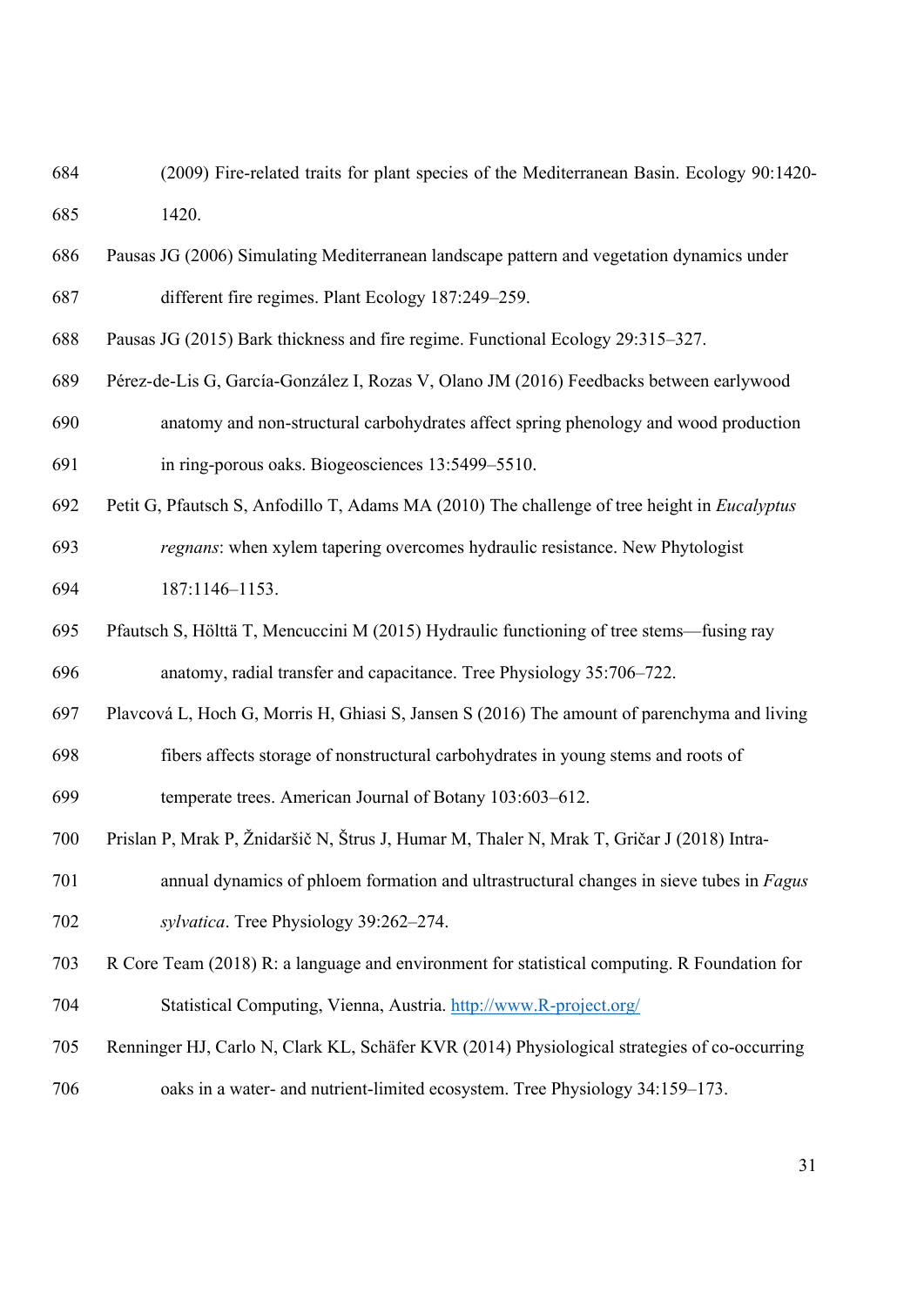(2009) Fire-related traits for plant species of the Mediterranean Basin. Ecology 90:1420-1420.

Pausas JG (2006) Simulating Mediterranean landscape pattern and vegetation dynamics under different fire regimes. Plant Ecology 187:249–259.

Pausas JG (2015) Bark thickness and fire regime. Functional Ecology 29:315–327.

Pérez-de-Lis G, García-González I, Rozas V, Olano JM (2016) Feedbacks between earlywood anatomy and non-structural carbohydrates affect spring phenology and wood production in ring-porous oaks. Biogeosciences 13:5499–5510.

Petit G, Pfautsch S, Anfodillo T, Adams MA (2010) The challenge of tree height in *Eucalyptus regnans*: when xylem tapering overcomes hydraulic resistance. New Phytologist 187:1146–1153.

Pfautsch S, Hölttä T, Mencuccini M (2015) Hydraulic functioning of tree stems—fusing ray anatomy, radial transfer and capacitance. Tree Physiology 35:706–722.

Plavcová L, Hoch G, Morris H, Ghiasi S, Jansen S (2016) The amount of parenchyma and living fibers affects storage of nonstructural carbohydrates in young stems and roots of temperate trees. American Journal of Botany 103:603–612.

Prislan P, Mrak P, Žnidaršič N, Štrus J, Humar M, Thaler N, Mrak T, Gričar J (2018) Intra-annual dynamics of phloem formation and ultrastructural changes in sieve tubes in *Fagus sylvatica*. Tree Physiology 39:262–274.

R Core Team (2018) R: a language and environment for statistical computing. R Foundation for Statistical Computing, Vienna, Austria. http://www.R-project.org/

Renninger HJ, Carlo N, Clark KL, Schäfer KVR (2014) Physiological strategies of co-occurring oaks in a water- and nutrient-limited ecosystem. Tree Physiology 34:159–173.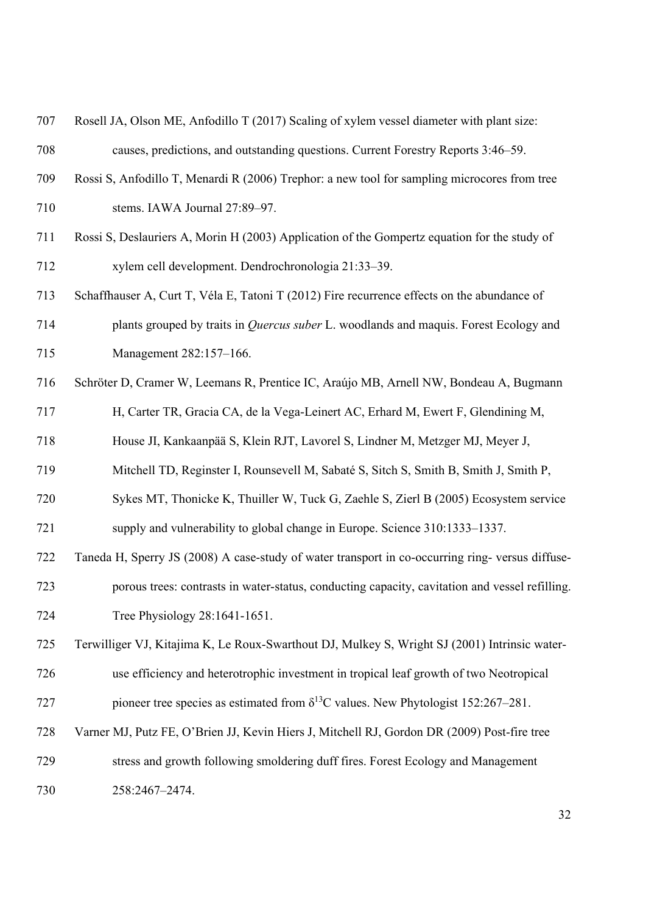Rosell JA, Olson ME, Anfodillo T (2017) Scaling of xylem vessel diameter with plant size: causes, predictions, and outstanding questions. Current Forestry Reports 3:46–59.

Rossi S, Anfodillo T, Menardi R (2006) Trephor: a new tool for sampling microcores from tree stems. IAWA Journal 27:89–97.

Rossi S, Deslauriers A, Morin H (2003) Application of the Gompertz equation for the study of xylem cell development. Dendrochronologia 21:33–39.

Schaffhauser A, Curt T, Véla E, Tatoni T (2012) Fire recurrence effects on the abundance of plants grouped by traits in *Quercus suber* L. woodlands and maquis. Forest Ecology and Management 282:157–166.

Schröter D, Cramer W, Leemans R, Prentice IC, Araújo MB, Arnell NW, Bondeau A, Bugmann H, Carter TR, Gracia CA, de la Vega-Leinert AC, Erhard M, Ewert F, Glendining M, House JI, Kankaanpää S, Klein RJT, Lavorel S, Lindner M, Metzger MJ, Meyer J, Mitchell TD, Reginster I, Rounsevell M, Sabaté S, Sitch S, Smith B, Smith J, Smith P, Sykes MT, Thonicke K, Thuiller W, Tuck G, Zaehle S, Zierl B (2005) Ecosystem service supply and vulnerability to global change in Europe. Science 310:1333–1337.

Taneda H, Sperry JS (2008) A case-study of water transport in co-occurring ring- versus diffuse-porous trees: contrasts in water-status, conducting capacity, cavitation and vessel refilling. Tree Physiology 28:1641-1651.

Terwilliger VJ, Kitajima K, Le Roux-Swarthout DJ, Mulkey S, Wright SJ (2001) Intrinsic water-use efficiency and heterotrophic investment in tropical leaf growth of two Neotropical pioneer tree species as estimated from $\delta^{13}C$ values. New Phytologist 152:267–281.

Varner MJ, Putz FE, O'Brien JJ, Kevin Hiers J, Mitchell RJ, Gordon DR (2009) Post-fire tree stress and growth following smoldering duff fires. Forest Ecology and Management 258:2467–2474.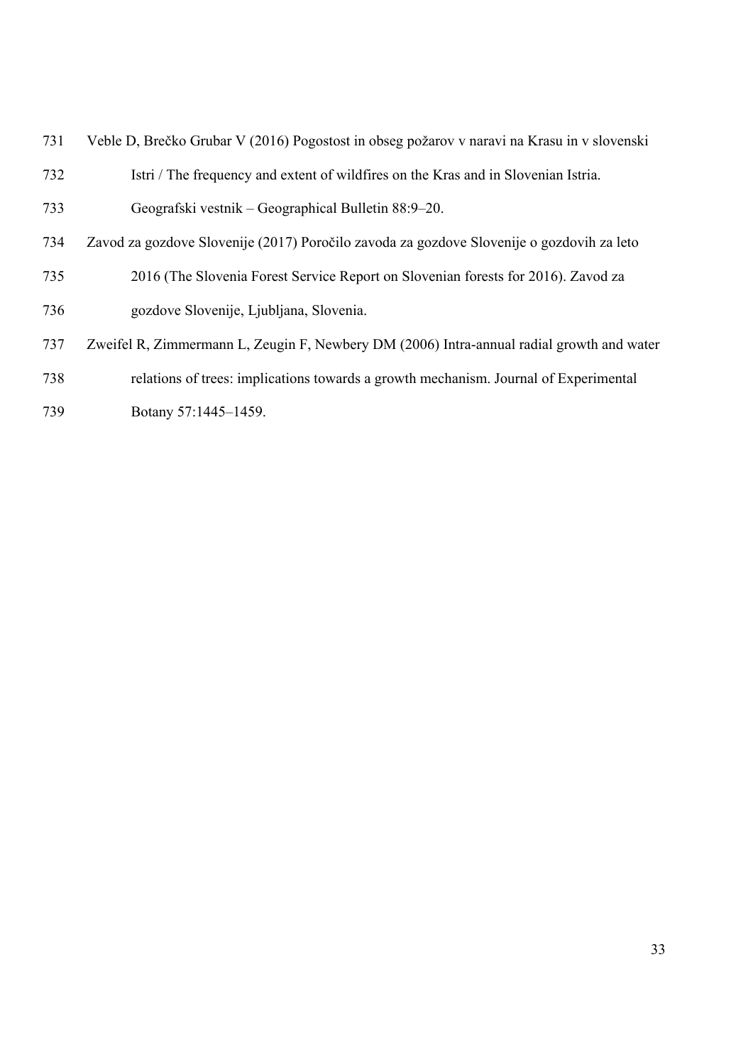Veble D, Brečko Grubar V (2016) Pogostost in obseg požarov v naravi na Krasu in v slovenski Istri / The frequency and extent of wildfires on the Kras and in Slovenian Istria. Geografski vestnik – Geographical Bulletin 88:9–20.

Zavod za gozdove Slovenije (2017) Poročilo zavoda za gozdove Slovenije o gozdovih za leto 2016 (The Slovenia Forest Service Report on Slovenian forests for 2016). Zavod za gozdove Slovenije, Ljubljana, Slovenia.

Zweifel R, Zimmermann L, Zeugin F, Newbery DM (2006) Intra-annual radial growth and water relations of trees: implications towards a growth mechanism. Journal of Experimental Botany 57:1445–1459.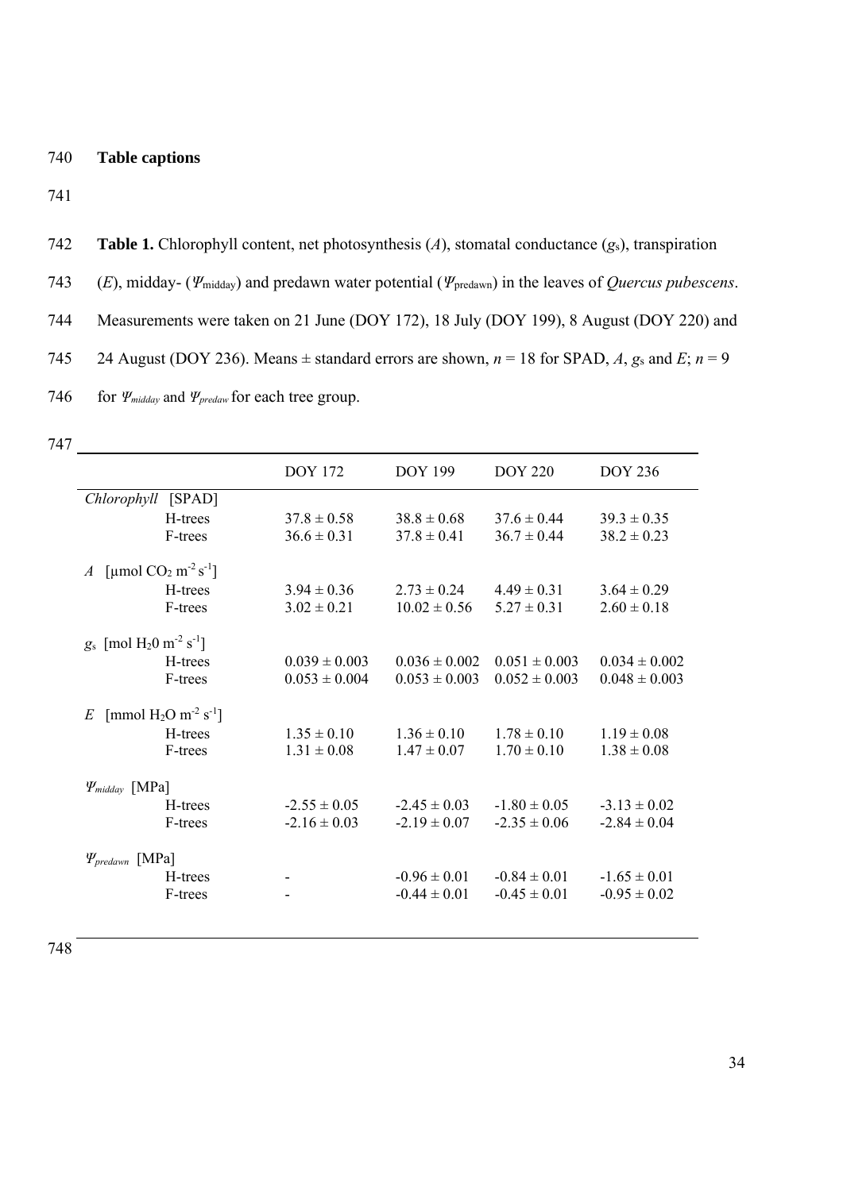**Table captions**

**Table 1.** Chlorophyll content, net photosynthesis ($A$), stomatal conductance ($g_s$), transpiration ($E$), midday- ($\Psi_{midday}$) and predawn water potential ($\Psi_{predawn}$) in the leaves of *Quercus pubescens*. Measurements were taken on 21 June (DOY 172), 18 July (DOY 199), 8 August (DOY 220) and 24 August (DOY 236). Means ± standard errors are shown, $n$ = 18 for SPAD, $A$, $g_s$ and $E$; $n$ = 9 for $\Psi_{midday}$ and $\Psi_{predaw}$ for each tree group.

| | DOY 172 | DOY 199 | DOY 220 | DOY 236 |
|---|---|---|---|---|
| *Chlorophyll* [SPAD] | | | | |
| H-trees | 37.8 ± 0.58 | 38.8 ± 0.68 | 37.6 ± 0.44 | 39.3 ± 0.35 |
| F-trees | 36.6 ± 0.31 | 37.8 ± 0.41 | 36.7 ± 0.44 | 38.2 ± 0.23 |
| $A$ [µmol $CO_2$ $m^{-2}$ $s^{-1}$] | | | | |
| H-trees | 3.94 ± 0.36 | 2.73 ± 0.24 | 4.49 ± 0.31 | 3.64 ± 0.29 |
| F-trees | 3.02 ± 0.21 | 10.02 ± 0.56 | 5.27 ± 0.31 | 2.60 ± 0.18 |
| $g_s$ [mol $H_20$ $m^{-2}$ $s^{-1}$] | | | | |
| H-trees | 0.039 ± 0.003 | 0.036 ± 0.002 | 0.051 ± 0.003 | 0.034 ± 0.002 |
| F-trees | 0.053 ± 0.004 | 0.053 ± 0.003 | 0.052 ± 0.003 | 0.048 ± 0.003 |
| $E$ [mmol $H_2O$ $m^{-2}$ $s^{-1}$] | | | | |
| H-trees | 1.35 ± 0.10 | 1.36 ± 0.10 | 1.78 ± 0.10 | 1.19 ± 0.08 |
| F-trees | 1.31 ± 0.08 | 1.47 ± 0.07 | 1.70 ± 0.10 | 1.38 ± 0.08 |
| $\Psi_{midday}$ [MPa] | | | | |
| H-trees | -2.55 ± 0.05 | -2.45 ± 0.03 | -1.80 ± 0.05 | -3.13 ± 0.02 |
| F-trees | -2.16 ± 0.03 | -2.19 ± 0.07 | -2.35 ± 0.06 | -2.84 ± 0.04 |
| $\Psi_{predawn}$ [MPa] | | | | |
| H-trees | - | -0.96 ± 0.01 | -0.84 ± 0.01 | -1.65 ± 0.01 |
| F-trees | - | -0.44 ± 0.01 | -0.45 ± 0.01 | -0.95 ± 0.02 |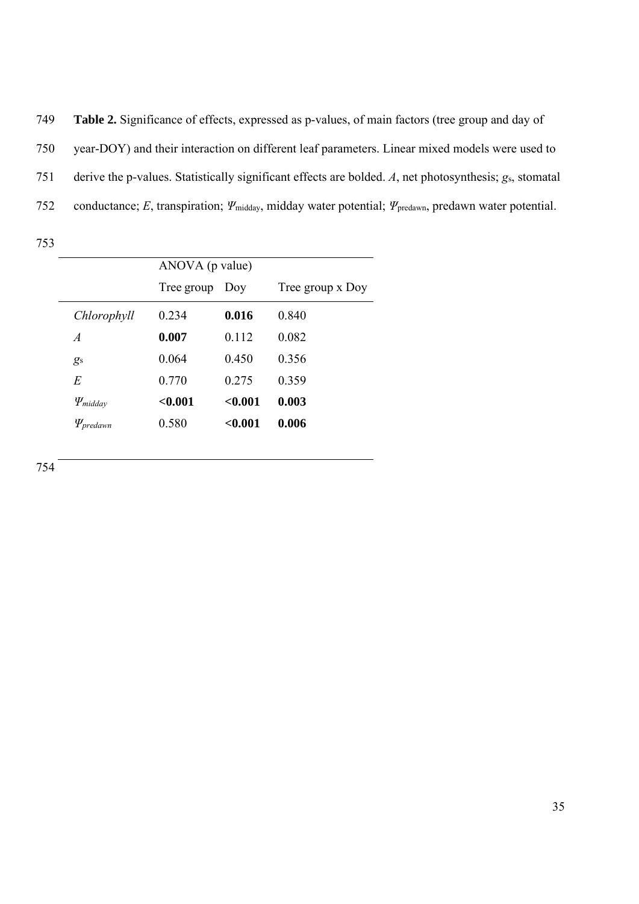**Table 2.** Significance of effects, expressed as p-values, of main factors (tree group and day of year-DOY) and their interaction on different leaf parameters. Linear mixed models were used to derive the p-values. Statistically significant effects are bolded. $A$, net photosynthesis; $g_s$, stomatal conductance; $E$, transpiration; $\Psi_{midday}$, midday water potential; $\Psi_{predawn}$, predawn water potential.

| | ANOVA (p value) | | |
|---|---|---|---|
| | Tree group | Doy | Tree group x Doy |
| *Chlorophyll* | 0.234 | **0.016** | 0.840 |
| $A$ | **0.007** | 0.112 | 0.082 |
| $g_s$ | 0.064 | 0.450 | 0.356 |
| $E$ | 0.770 | 0.275 | 0.359 |
| $\Psi_{midday}$ | **<0.001** | **<0.001** | **0.003** |
| $\Psi_{predawn}$ | 0.580 | **<0.001** | **0.006** |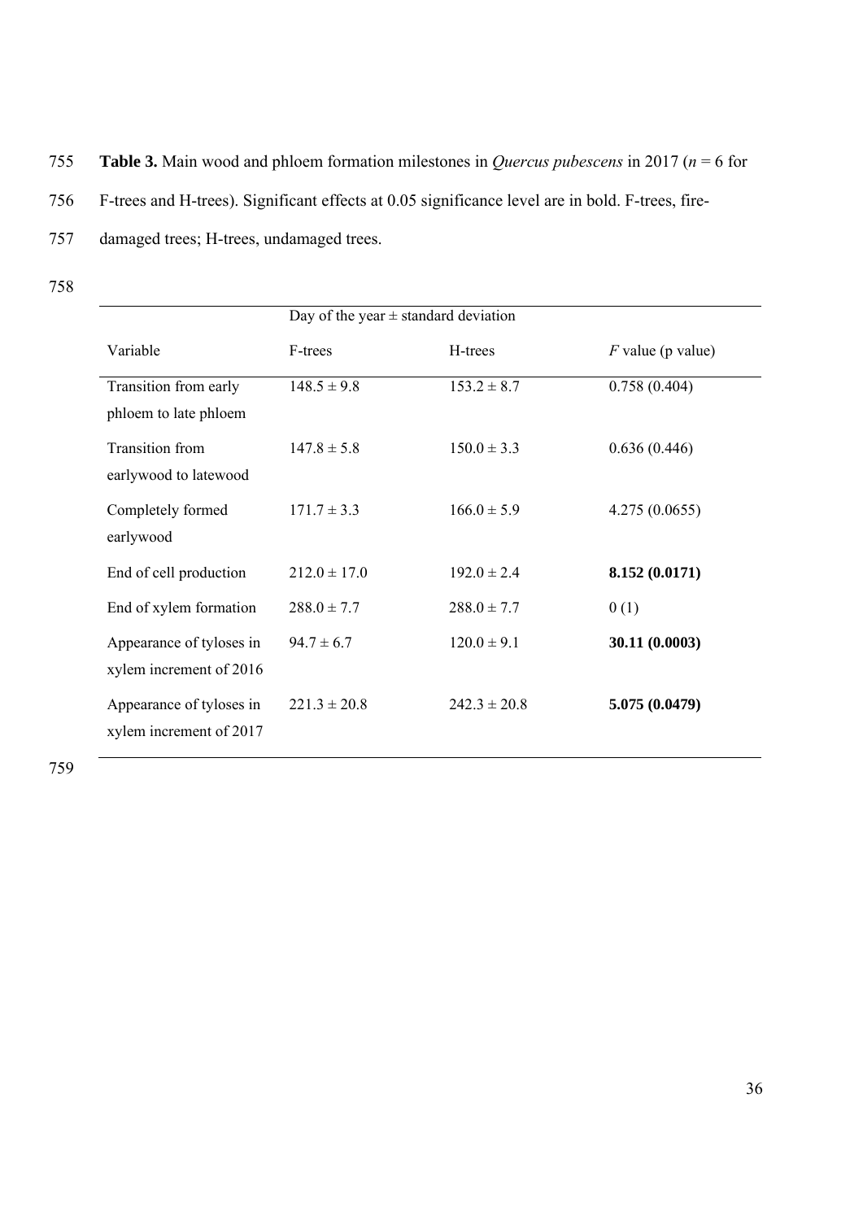**Table 3.** Main wood and phloem formation milestones in *Quercus pubescens* in 2017 ($n$ = 6 for F-trees and H-trees). Significant effects at 0.05 significance level are in bold. F-trees, fire-damaged trees; H-trees, undamaged trees.

| | Day of the year ± standard deviation | | |
|---|---|---|---|
| Variable | F-trees | H-trees | *F* value (p value) |
| Transition from early phloem to late phloem | 148.5 ± 9.8 | 153.2 ± 8.7 | 0.758 (0.404) |
| Transition from earlywood to latewood | 147.8 ± 5.8 | 150.0 ± 3.3 | 0.636 (0.446) |
| Completely formed earlywood | 171.7 ± 3.3 | 166.0 ± 5.9 | 4.275 (0.0655) |
| End of cell production | 212.0 ± 17.0 | 192.0 ± 2.4 | **8.152 (0.0171)** |
| End of xylem formation | 288.0 ± 7.7 | 288.0 ± 7.7 | 0 (1) |
| Appearance of tyloses in xylem increment of 2016 | 94.7 ± 6.7 | 120.0 ± 9.1 | **30.11 (0.0003)** |
| Appearance of tyloses in xylem increment of 2017 | 221.3 ± 20.8 | 242.3 ± 20.8 | **5.075 (0.0479)** |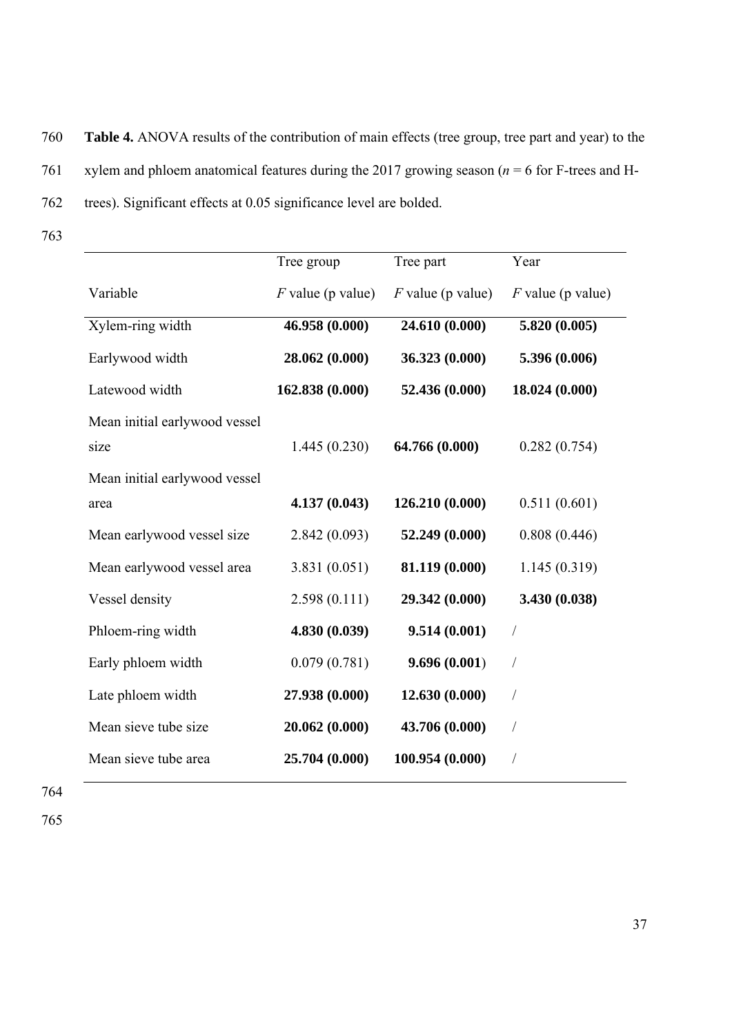**Table 4.** ANOVA results of the contribution of main effects (tree group, tree part and year) to the xylem and phloem anatomical features during the 2017 growing season (*n* = 6 for F-trees and H-trees). Significant effects at 0.05 significance level are bolded.

| | Tree group | Tree part | Year |
|---|---|---|---|
| Variable | *F* value (p value) | *F* value (p value) | *F* value (p value) |
| Xylem-ring width | **46.958 (0.000)** | **24.610 (0.000)** | **5.820 (0.005)** |
| Earlywood width | **28.062 (0.000)** | **36.323 (0.000)** | **5.396 (0.006)** |
| Latewood width | **162.838 (0.000)** | **52.436 (0.000)** | **18.024 (0.000)** |
| Mean initial earlywood vessel size | 1.445 (0.230) | **64.766 (0.000)** | 0.282 (0.754) |
| Mean initial earlywood vessel area | **4.137 (0.043)** | **126.210 (0.000)** | 0.511 (0.601) |
| Mean earlywood vessel size | 2.842 (0.093) | **52.249 (0.000)** | 0.808 (0.446) |
| Mean earlywood vessel area | 3.831 (0.051) | **81.119 (0.000)** | 1.145 (0.319) |
| Vessel density | 2.598 (0.111) | **29.342 (0.000)** | **3.430 (0.038)** |
| Phloem-ring width | **4.830 (0.039)** | **9.514 (0.001)** | / |
| Early phloem width | 0.079 (0.781) | **9.696 (0.001**) | / |
| Late phloem width | **27.938 (0.000)** | **12.630 (0.000)** | / |
| Mean sieve tube size | **20.062 (0.000)** | **43.706 (0.000)** | / |
| Mean sieve tube area | **25.704 (0.000)** | **100.954 (0.000)** | / |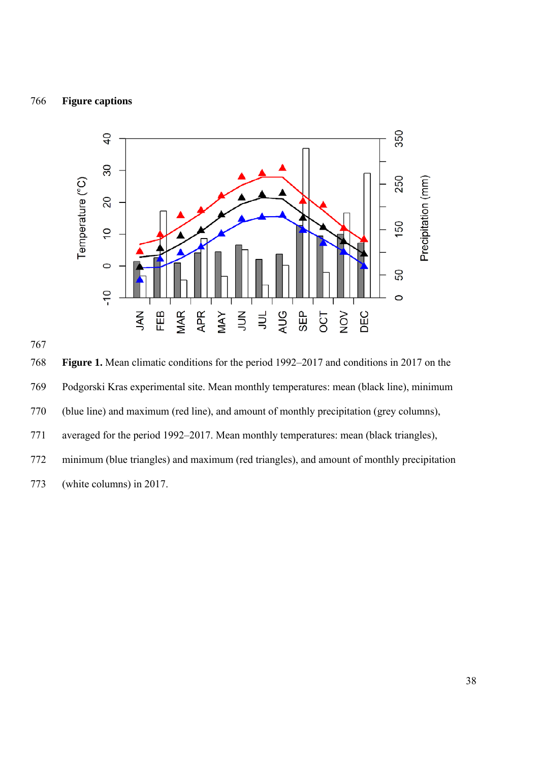## Figure captions

**Figure 1.** Mean climatic conditions for the period 1992–2017 and conditions in 2017 on the Podgorski Kras experimental site. Mean monthly temperatures: mean (black line), minimum (blue line) and maximum (red line), and amount of monthly precipitation (grey columns), averaged for the period 1992–2017. Mean monthly temperatures: mean (black triangles), minimum (blue triangles) and maximum (red triangles), and amount of monthly precipitation (white columns) in 2017.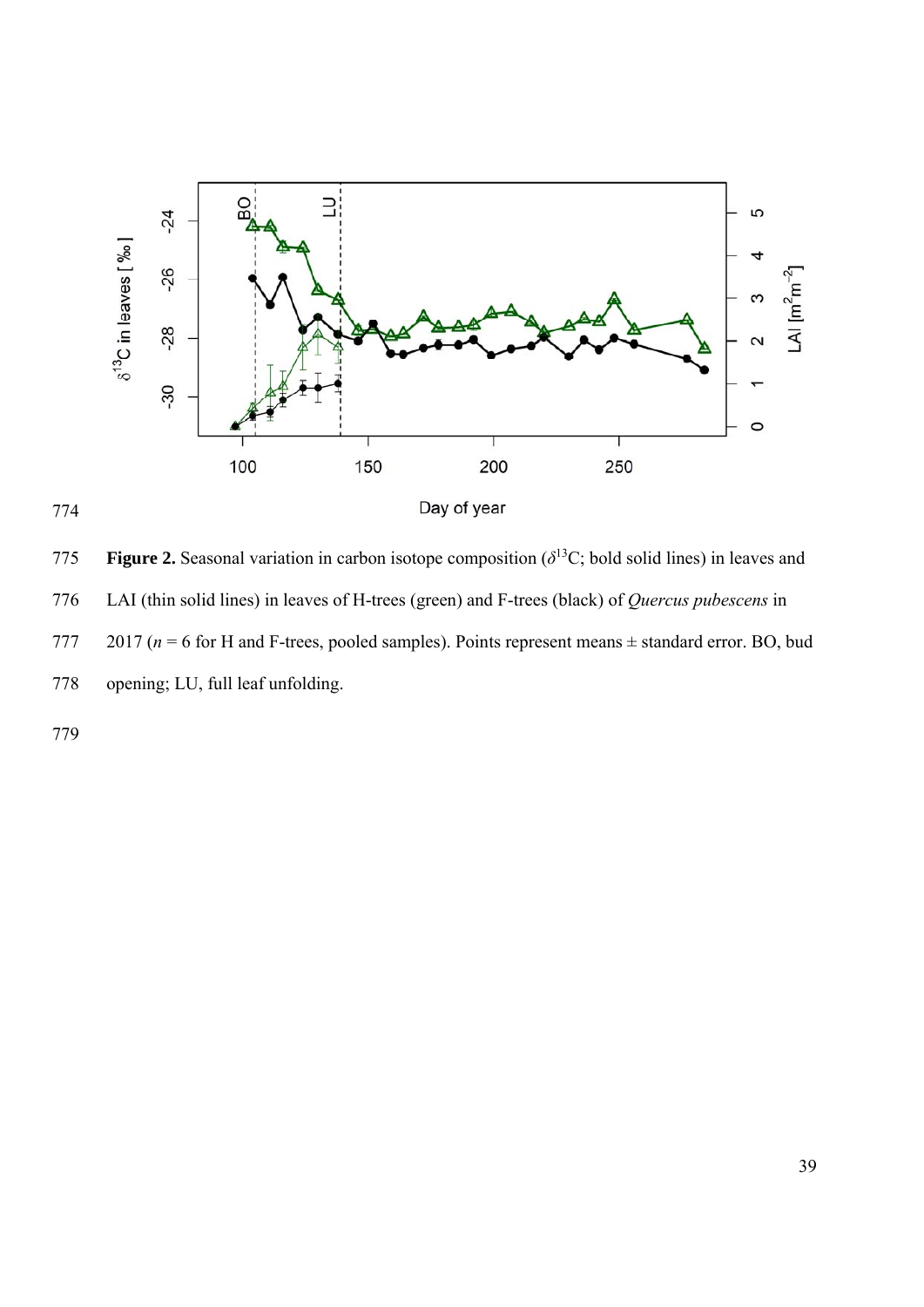**Figure 2.** Seasonal variation in carbon isotope composition ($\delta^{13}C$; bold solid lines) in leaves and LAI (thin solid lines) in leaves of H-trees (green) and F-trees (black) of *Quercus pubescens* in 2017 ($n$ = 6 for H and F-trees, pooled samples). Points represent means ± standard error. BO, bud opening; LU, full leaf unfolding.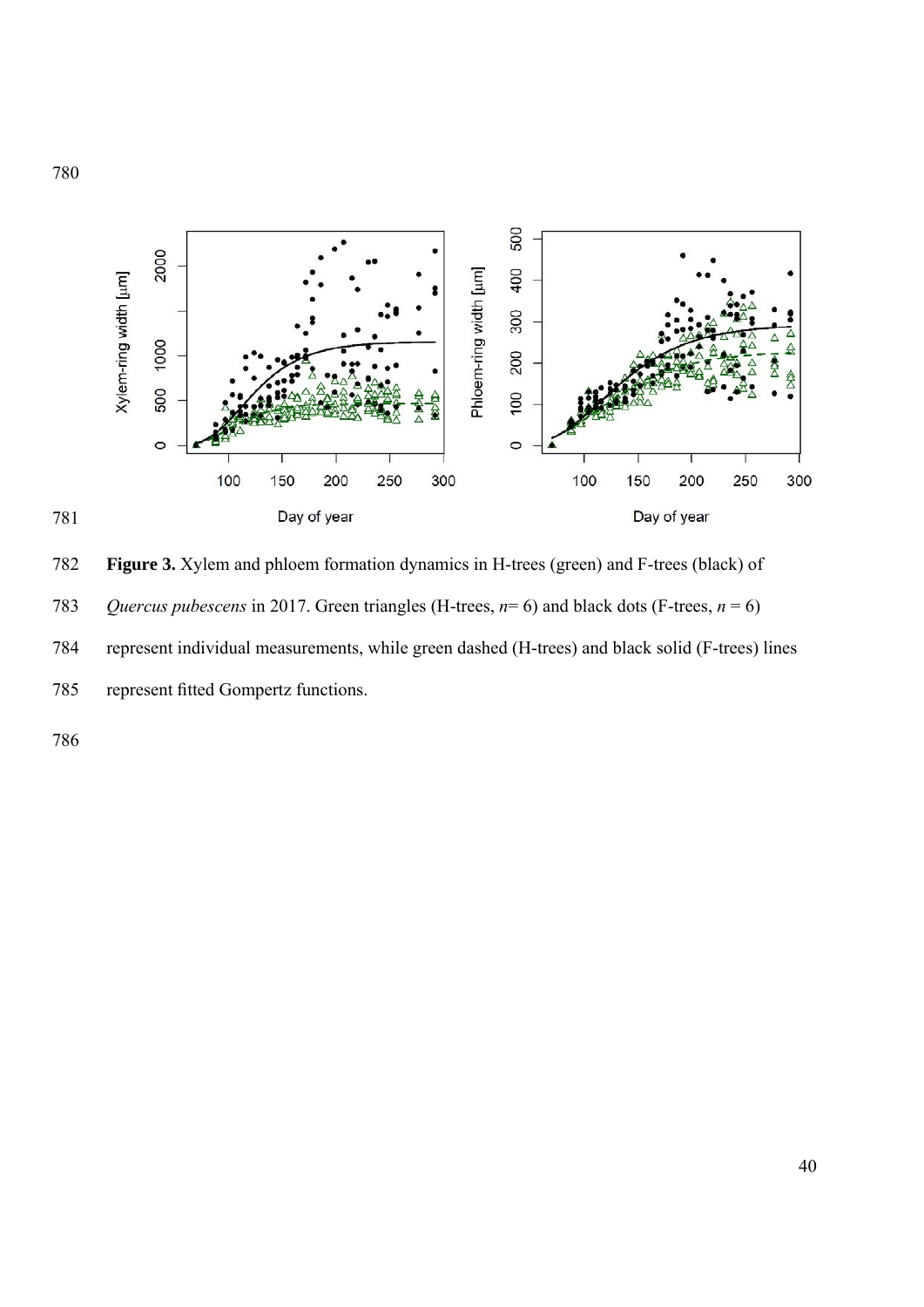**Figure 3.** Xylem and phloem formation dynamics in H-trees (green) and F-trees (black) of *Quercus pubescens* in 2017. Green triangles (H-trees, $n = 6$) and black dots (F-trees, $n = 6$) represent individual measurements, while green dashed (H-trees) and black solid (F-trees) lines represent fitted Gompertz functions.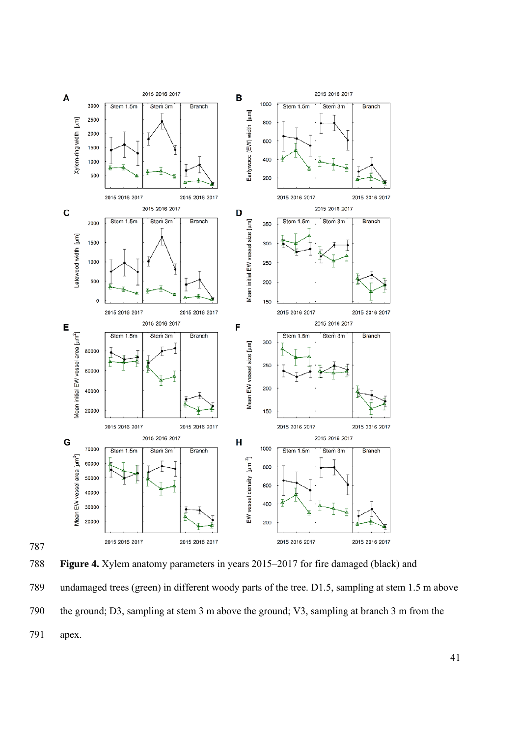**Figure 4.** Xylem anatomy parameters in years 2015–2017 for fire damaged (black) and undamaged trees (green) in different woody parts of the tree. D1.5, sampling at stem 1.5 m above the ground; D3, sampling at stem 3 m above the ground; V3, sampling at branch 3 m from the apex.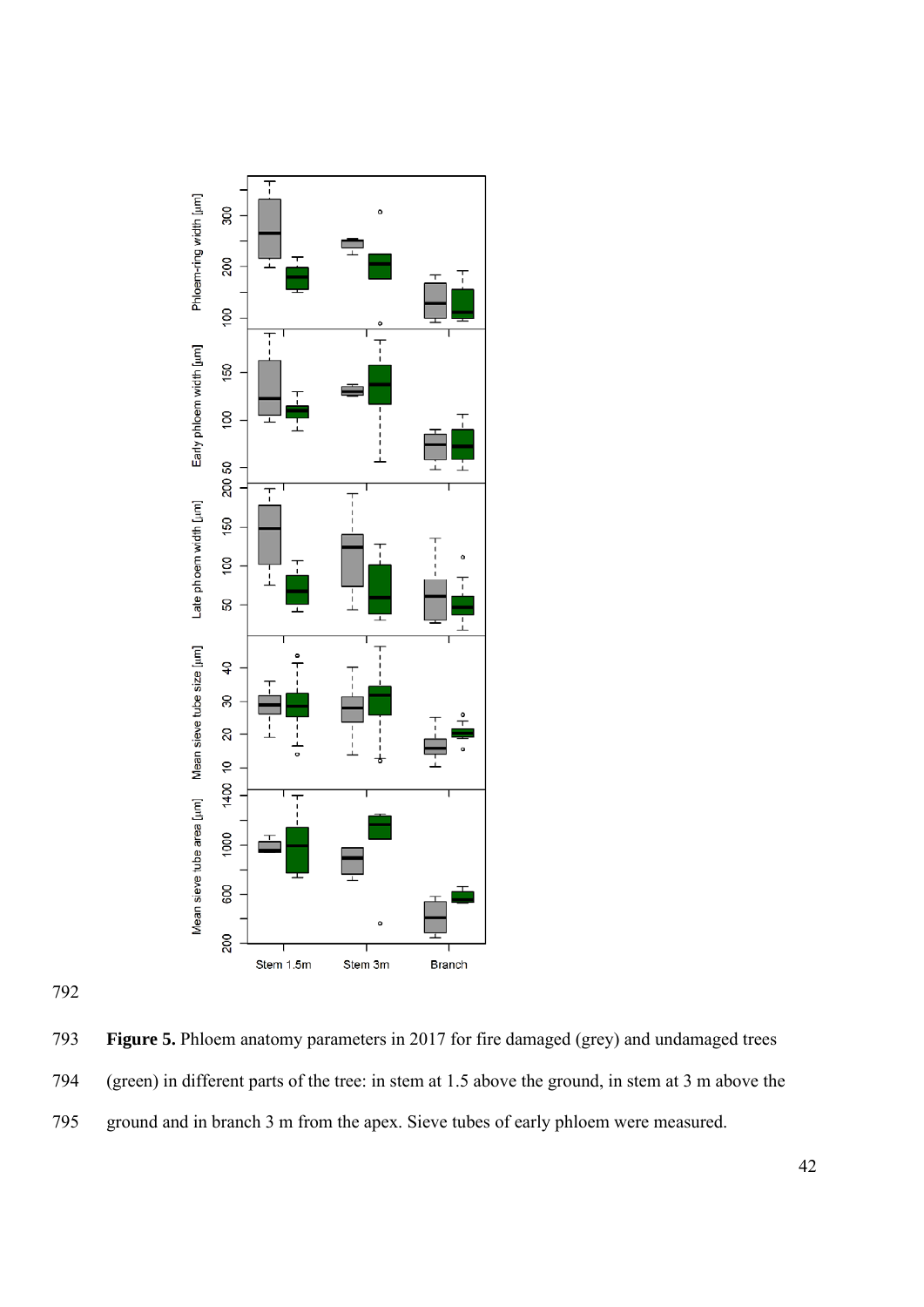Phloem-ring width [µm]
100
200
300

Early phloem width [µm]
50
100
150

Late phloem width [µm]
50
100
150
200

Mean sieve tube size [µm]
10
20
30
40

Mean sieve tube area [µm]
200
600
1000
1400

Stem 1.5m
Stem 3m
Branch

792

793 **Figure 5.** Phloem anatomy parameters in 2017 for fire damaged (grey) and undamaged trees

794 (green) in different parts of the tree: in stem at 1.5 above the ground, in stem at 3 m above the

795 ground and in branch 3 m from the apex. Sieve tubes of early phloem were measured.